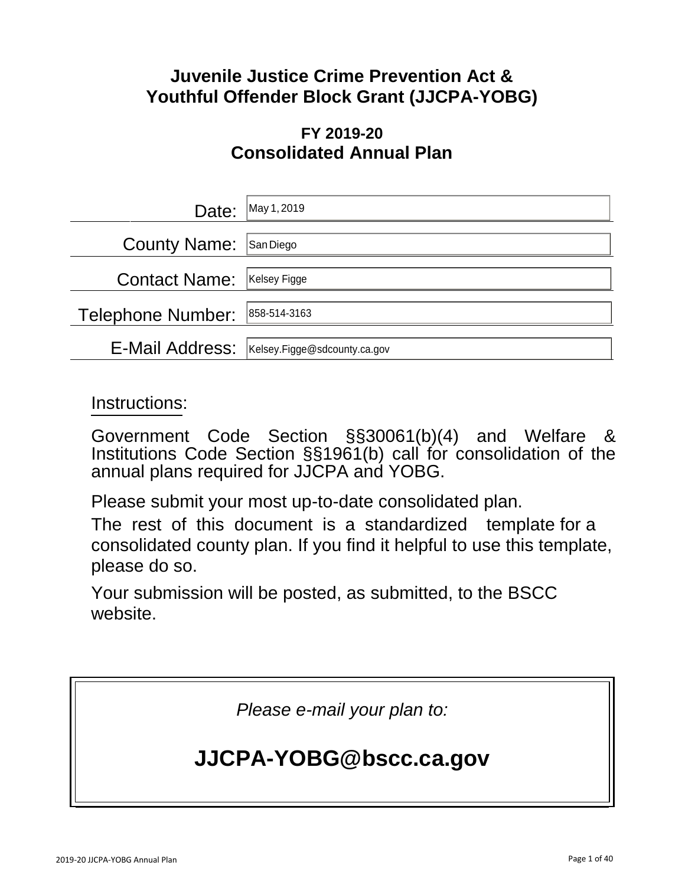# Juvenile Justice Crime Prevention Act & Youthful Offender Block Grant (JJCPA-YOBG)

## FY 2019-20
## Consolidated Annual Plan

| | |
|---|---|
| Date: | May 1, 2019 |
| County Name: | San Diego |
| Contact Name: | Kelsey Figge |
| Telephone Number: | 858-514-3163 |
| E-Mail Address: | Kelsey.Figge@sdcounty.ca.gov |

Instructions:

Government Code Section §§30061(b)(4) and Welfare & Institutions Code Section §§1961(b) call for consolidation of the annual plans required for JJCPA and YOBG.

Please submit your most up-to-date consolidated plan.

The rest of this document is a standardized template for a consolidated county plan. If you find it helpful to use this template, please do so.

Your submission will be posted, as submitted, to the BSCC website.

*Please e-mail your plan to:*

**JJCPA-YOBG@bscc.ca.gov**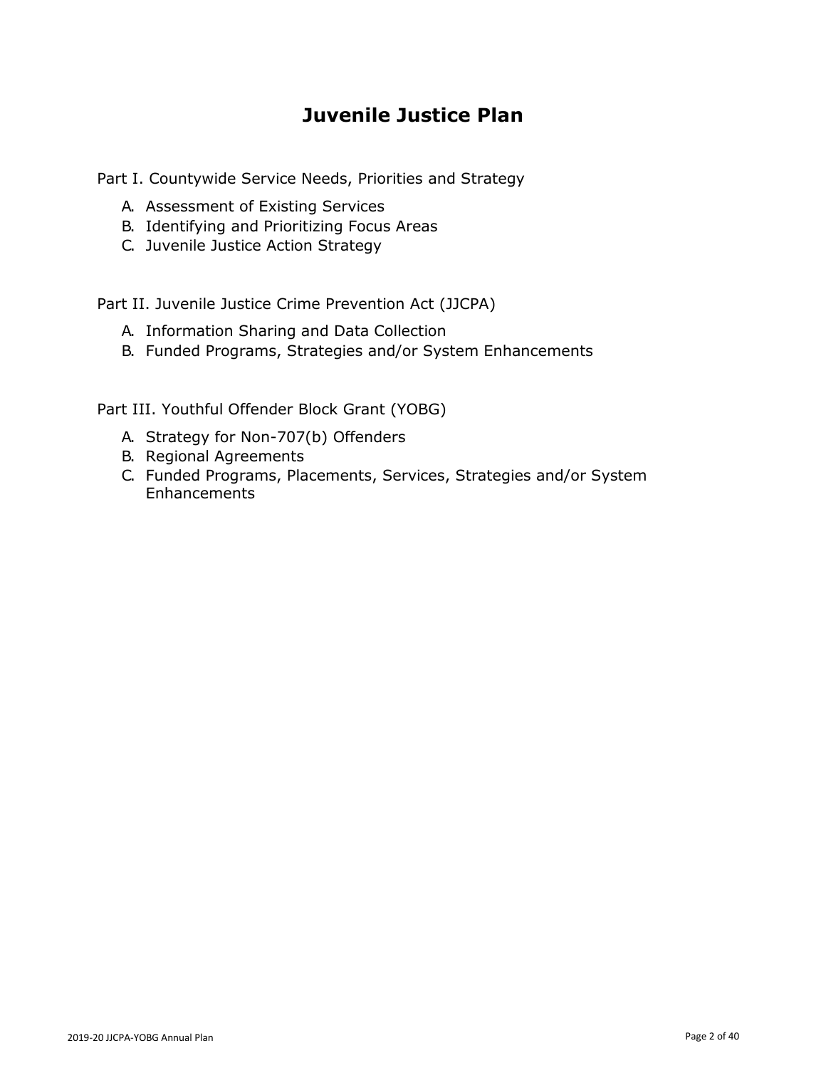# Juvenile Justice Plan

Part I. Countywide Service Needs, Priorities and Strategy

A. Assessment of Existing Services
B. Identifying and Prioritizing Focus Areas
C. Juvenile Justice Action Strategy

Part II. Juvenile Justice Crime Prevention Act (JJCPA)

A. Information Sharing and Data Collection
B. Funded Programs, Strategies and/or System Enhancements

Part III. Youthful Offender Block Grant (YOBG)

A. Strategy for Non-707(b) Offenders
B. Regional Agreements
C. Funded Programs, Placements, Services, Strategies and/or System Enhancements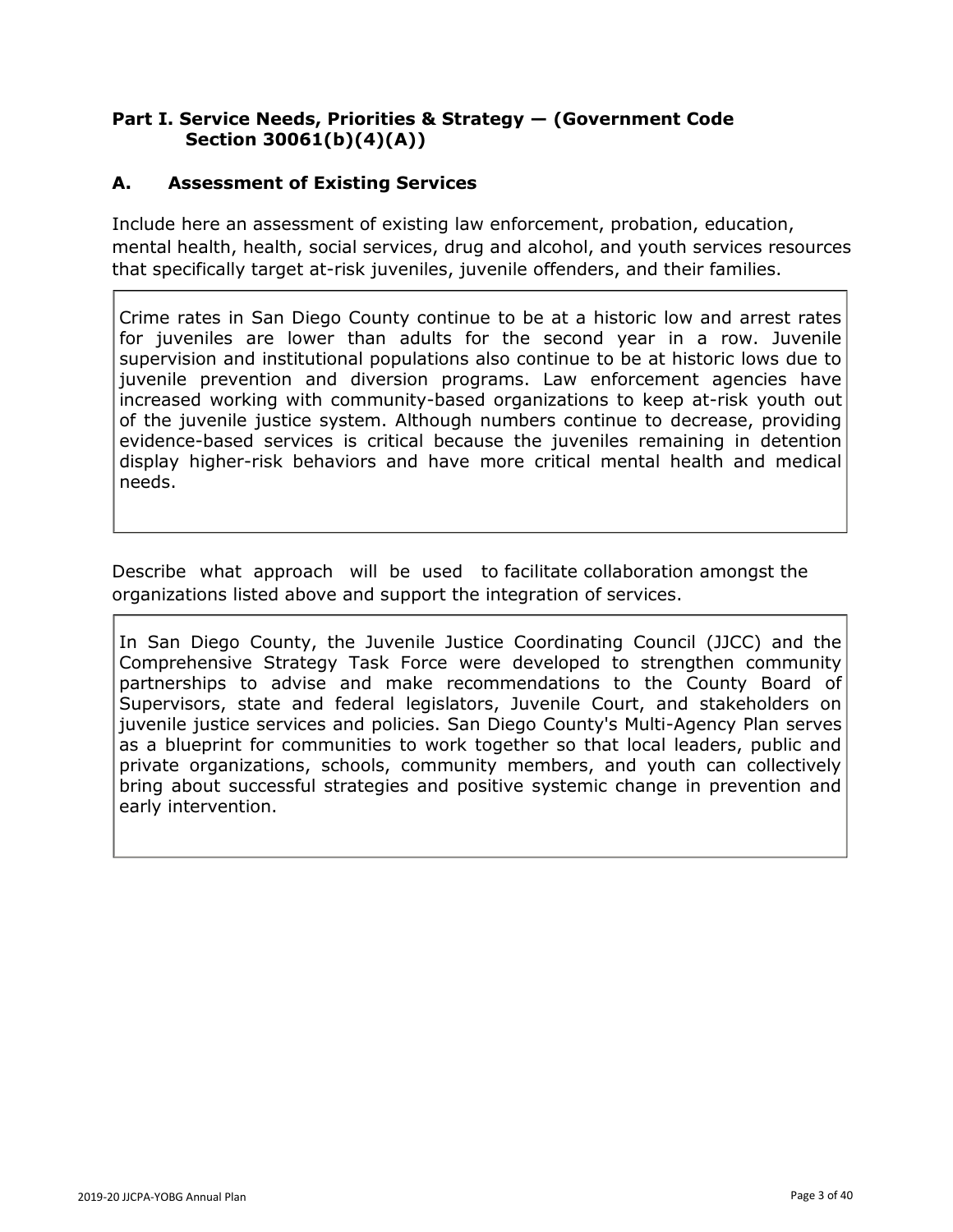## Part I. Service Needs, Priorities & Strategy — (Government Code Section 30061(b)(4)(A))

### A. Assessment of Existing Services

Include here an assessment of existing law enforcement, probation, education, mental health, health, social services, drug and alcohol, and youth services resources that specifically target at-risk juveniles, juvenile offenders, and their families.

> Crime rates in San Diego County continue to be at a historic low and arrest rates for juveniles are lower than adults for the second year in a row. Juvenile supervision and institutional populations also continue to be at historic lows due to juvenile prevention and diversion programs. Law enforcement agencies have increased working with community-based organizations to keep at-risk youth out of the juvenile justice system. Although numbers continue to decrease, providing evidence-based services is critical because the juveniles remaining in detention display higher-risk behaviors and have more critical mental health and medical needs.

Describe what approach will be used to facilitate collaboration amongst the organizations listed above and support the integration of services.

> In San Diego County, the Juvenile Justice Coordinating Council (JJCC) and the Comprehensive Strategy Task Force were developed to strengthen community partnerships to advise and make recommendations to the County Board of Supervisors, state and federal legislators, Juvenile Court, and stakeholders on juvenile justice services and policies. San Diego County's Multi-Agency Plan serves as a blueprint for communities to work together so that local leaders, public and private organizations, schools, community members, and youth can collectively bring about successful strategies and positive systemic change in prevention and early intervention.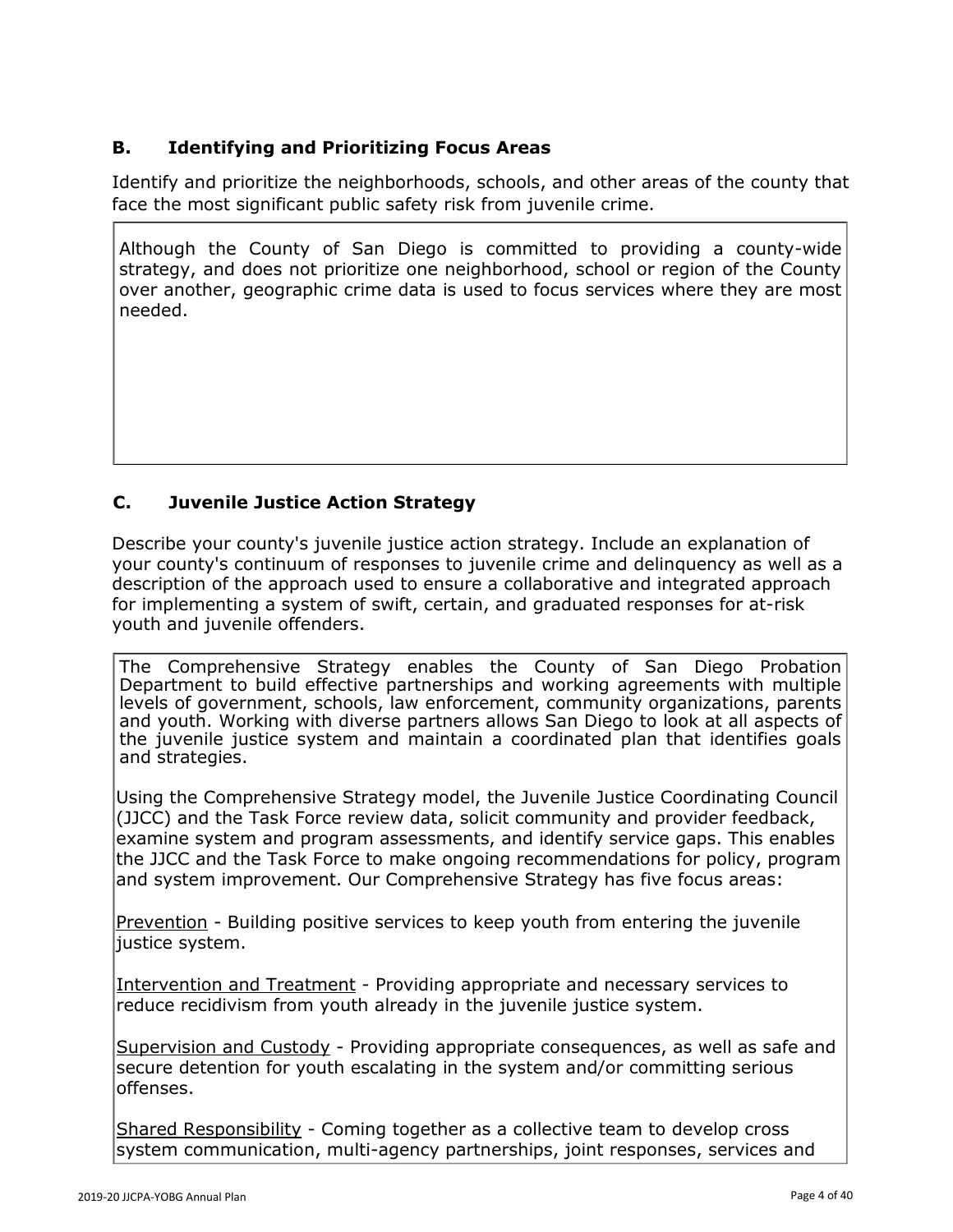## B. Identifying and Prioritizing Focus Areas

Identify and prioritize the neighborhoods, schools, and other areas of the county that face the most significant public safety risk from juvenile crime.

Although the County of San Diego is committed to providing a county-wide strategy, and does not prioritize one neighborhood, school or region of the County over another, geographic crime data is used to focus services where they are most needed.

## C. Juvenile Justice Action Strategy

Describe your county's juvenile justice action strategy. Include an explanation of your county's continuum of responses to juvenile crime and delinquency as well as a description of the approach used to ensure a collaborative and integrated approach for implementing a system of swift, certain, and graduated responses for at-risk youth and juvenile offenders.

The Comprehensive Strategy enables the County of San Diego Probation Department to build effective partnerships and working agreements with multiple levels of government, schools, law enforcement, community organizations, parents and youth. Working with diverse partners allows San Diego to look at all aspects of the juvenile justice system and maintain a coordinated plan that identifies goals and strategies.

Using the Comprehensive Strategy model, the Juvenile Justice Coordinating Council (JJCC) and the Task Force review data, solicit community and provider feedback, examine system and program assessments, and identify service gaps. This enables the JJCC and the Task Force to make ongoing recommendations for policy, program and system improvement. Our Comprehensive Strategy has five focus areas:

<u>Prevention</u> - Building positive services to keep youth from entering the juvenile justice system.

<u>Intervention and Treatment</u> - Providing appropriate and necessary services to reduce recidivism from youth already in the juvenile justice system.

<u>Supervision and Custody</u> - Providing appropriate consequences, as well as safe and secure detention for youth escalating in the system and/or committing serious offenses.

<u>Shared Responsibility</u> - Coming together as a collective team to develop cross system communication, multi-agency partnerships, joint responses, services and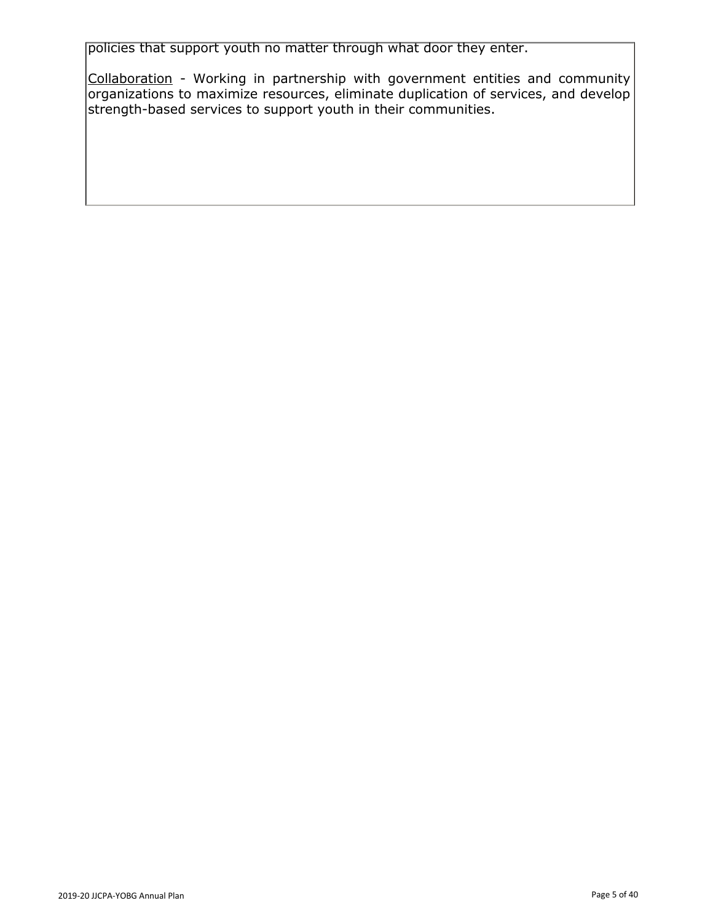policies that support youth no matter through what door they enter.

<u>Collaboration</u> - Working in partnership with government entities and community organizations to maximize resources, eliminate duplication of services, and develop strength-based services to support youth in their communities.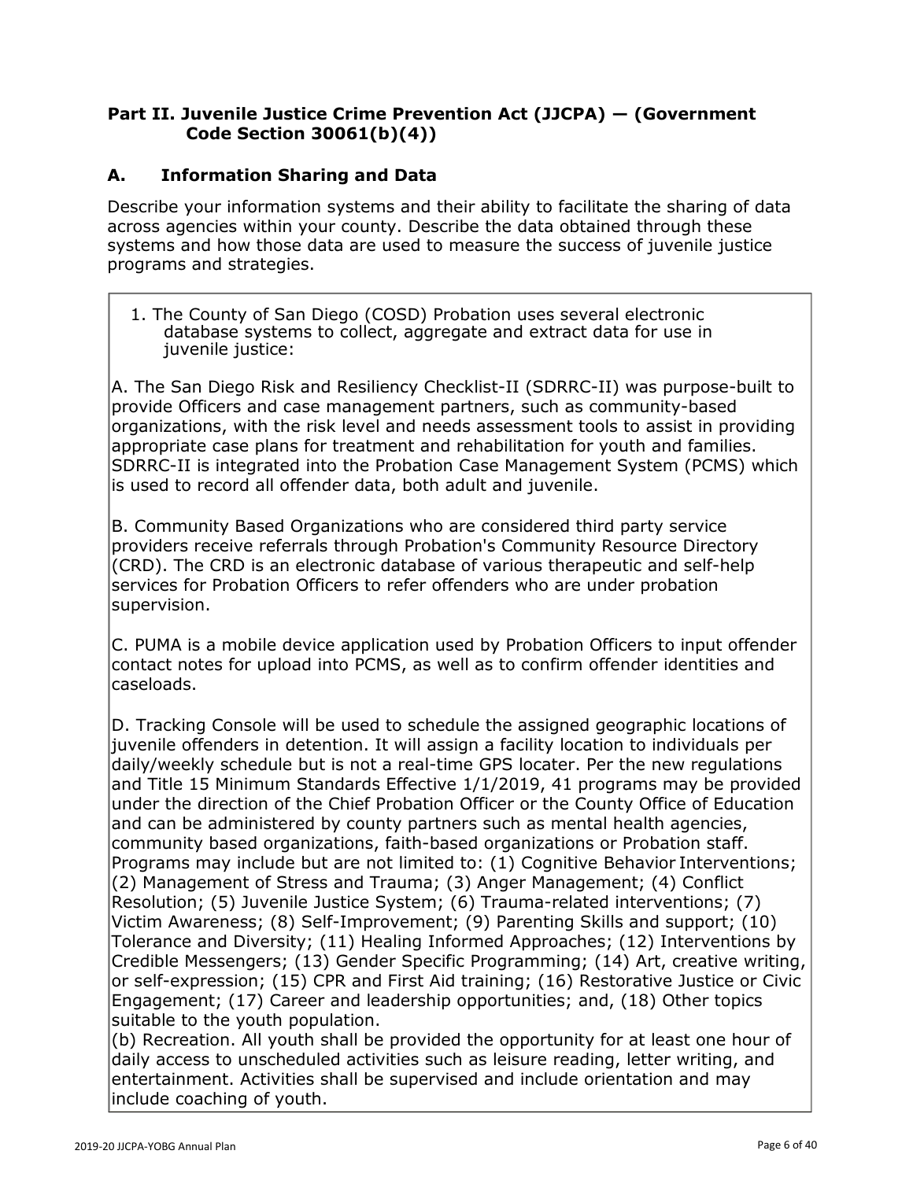## Part II. Juvenile Justice Crime Prevention Act (JJCPA) — (Government Code Section 30061(b)(4))

### A. Information Sharing and Data

Describe your information systems and their ability to facilitate the sharing of data across agencies within your county. Describe the data obtained through these systems and how those data are used to measure the success of juvenile justice programs and strategies.

1. The County of San Diego (COSD) Probation uses several electronic database systems to collect, aggregate and extract data for use in juvenile justice:

A. The San Diego Risk and Resiliency Checklist-II (SDRRC-II) was purpose-built to provide Officers and case management partners, such as community-based organizations, with the risk level and needs assessment tools to assist in providing appropriate case plans for treatment and rehabilitation for youth and families. SDRRC-II is integrated into the Probation Case Management System (PCMS) which is used to record all offender data, both adult and juvenile.

B. Community Based Organizations who are considered third party service providers receive referrals through Probation's Community Resource Directory (CRD). The CRD is an electronic database of various therapeutic and self-help services for Probation Officers to refer offenders who are under probation supervision.

C. PUMA is a mobile device application used by Probation Officers to input offender contact notes for upload into PCMS, as well as to confirm offender identities and caseloads.

D. Tracking Console will be used to schedule the assigned geographic locations of juvenile offenders in detention. It will assign a facility location to individuals per daily/weekly schedule but is not a real-time GPS locater. Per the new regulations and Title 15 Minimum Standards Effective 1/1/2019, 41 programs may be provided under the direction of the Chief Probation Officer or the County Office of Education and can be administered by county partners such as mental health agencies, community based organizations, faith-based organizations or Probation staff. Programs may include but are not limited to: (1) Cognitive Behavior Interventions; (2) Management of Stress and Trauma; (3) Anger Management; (4) Conflict Resolution; (5) Juvenile Justice System; (6) Trauma-related interventions; (7) Victim Awareness; (8) Self-Improvement; (9) Parenting Skills and support; (10) Tolerance and Diversity; (11) Healing Informed Approaches; (12) Interventions by Credible Messengers; (13) Gender Specific Programming; (14) Art, creative writing, or self-expression; (15) CPR and First Aid training; (16) Restorative Justice or Civic Engagement; (17) Career and leadership opportunities; and, (18) Other topics suitable to the youth population.
(b) Recreation. All youth shall be provided the opportunity for at least one hour of daily access to unscheduled activities such as leisure reading, letter writing, and entertainment. Activities shall be supervised and include orientation and may include coaching of youth.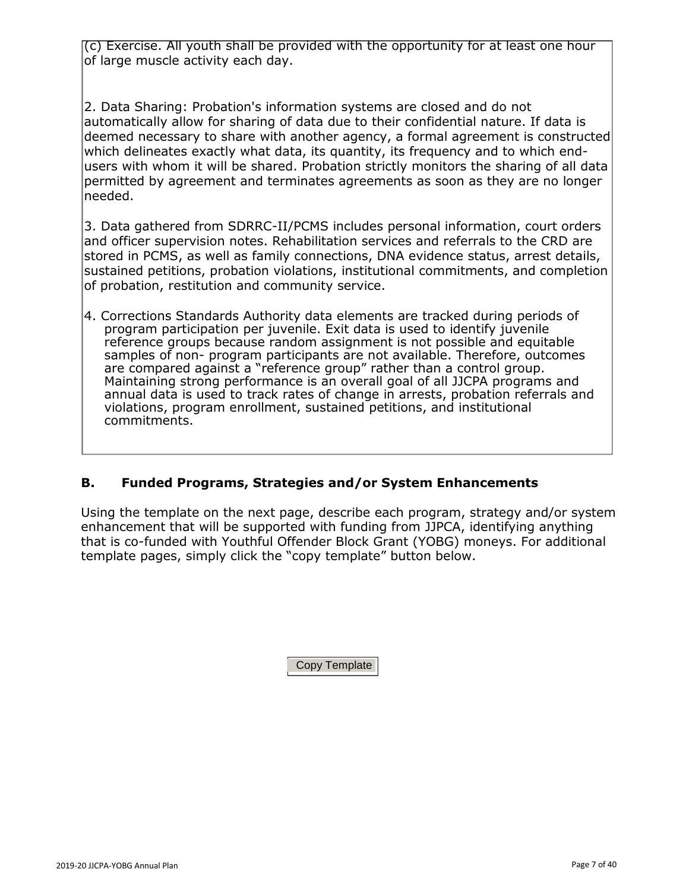(c) Exercise. All youth shall be provided with the opportunity for at least one hour of large muscle activity each day.

2. Data Sharing: Probation's information systems are closed and do not automatically allow for sharing of data due to their confidential nature. If data is deemed necessary to share with another agency, a formal agreement is constructed which delineates exactly what data, its quantity, its frequency and to which end-users with whom it will be shared. Probation strictly monitors the sharing of all data permitted by agreement and terminates agreements as soon as they are no longer needed.

3. Data gathered from SDRRC-II/PCMS includes personal information, court orders and officer supervision notes. Rehabilitation services and referrals to the CRD are stored in PCMS, as well as family connections, DNA evidence status, arrest details, sustained petitions, probation violations, institutional commitments, and completion of probation, restitution and community service.

4. Corrections Standards Authority data elements are tracked during periods of program participation per juvenile. Exit data is used to identify juvenile reference groups because random assignment is not possible and equitable samples of non- program participants are not available. Therefore, outcomes are compared against a "reference group" rather than a control group. Maintaining strong performance is an overall goal of all JJCPA programs and annual data is used to track rates of change in arrests, probation referrals and violations, program enrollment, sustained petitions, and institutional commitments.

## B. Funded Programs, Strategies and/or System Enhancements

Using the template on the next page, describe each program, strategy and/or system enhancement that will be supported with funding from JJPCA, identifying anything that is co-funded with Youthful Offender Block Grant (YOBG) moneys. For additional template pages, simply click the "copy template" button below.

Copy Template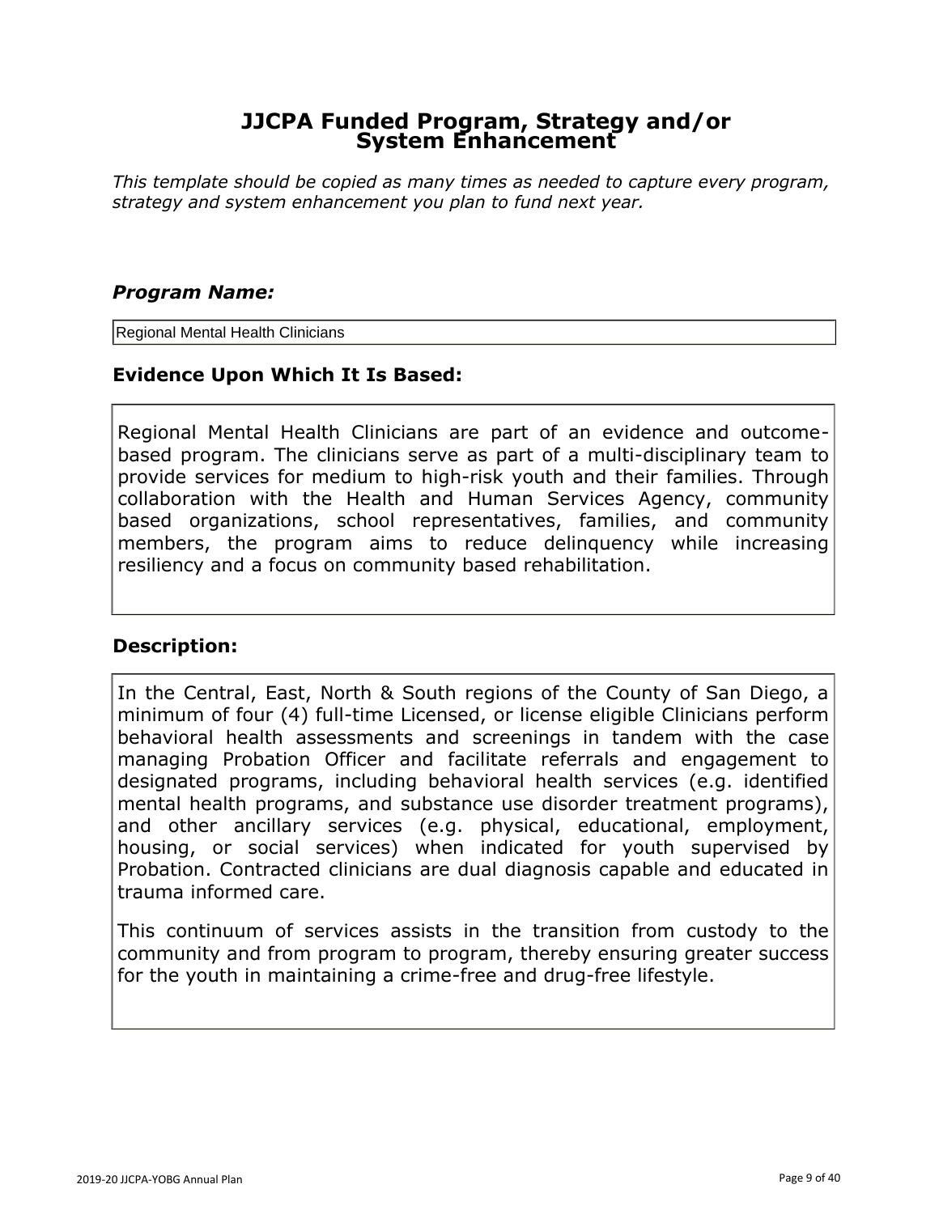# JJCPA Funded Program, Strategy and/or System Enhancement

*This template should be copied as many times as needed to capture every program, strategy and system enhancement you plan to fund next year.*

### *Program Name:*

Regional Mental Health Clinicians

### Evidence Upon Which It Is Based:

Regional Mental Health Clinicians are part of an evidence and outcome-based program. The clinicians serve as part of a multi-disciplinary team to provide services for medium to high-risk youth and their families. Through collaboration with the Health and Human Services Agency, community based organizations, school representatives, families, and community members, the program aims to reduce delinquency while increasing resiliency and a focus on community based rehabilitation.

### Description:

In the Central, East, North & South regions of the County of San Diego, a minimum of four (4) full-time Licensed, or license eligible Clinicians perform behavioral health assessments and screenings in tandem with the case managing Probation Officer and facilitate referrals and engagement to designated programs, including behavioral health services (e.g. identified mental health programs, and substance use disorder treatment programs), and other ancillary services (e.g. physical, educational, employment, housing, or social services) when indicated for youth supervised by Probation. Contracted clinicians are dual diagnosis capable and educated in trauma informed care.

This continuum of services assists in the transition from custody to the community and from program to program, thereby ensuring greater success for the youth in maintaining a crime-free and drug-free lifestyle.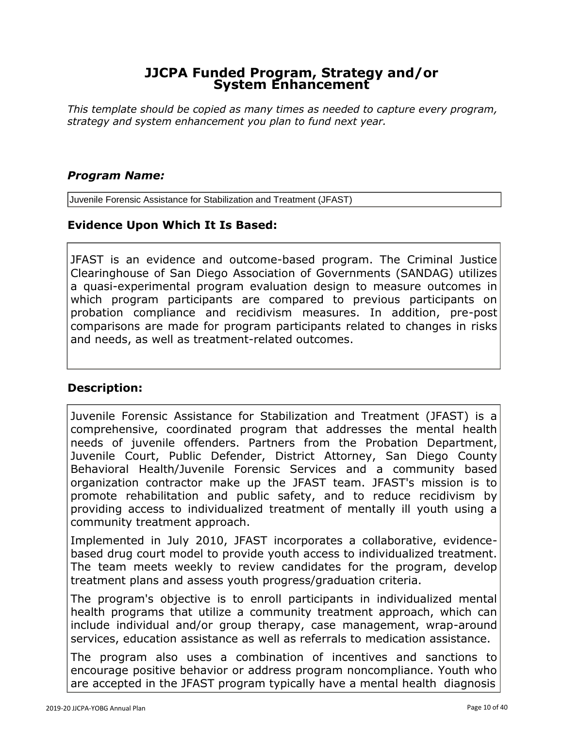## JJCPA Funded Program, Strategy and/or System Enhancement

*This template should be copied as many times as needed to capture every program, strategy and system enhancement you plan to fund next year.*

### *Program Name:*

Juvenile Forensic Assistance for Stabilization and Treatment (JFAST)

### Evidence Upon Which It Is Based:

JFAST is an evidence and outcome-based program. The Criminal Justice Clearinghouse of San Diego Association of Governments (SANDAG) utilizes a quasi-experimental program evaluation design to measure outcomes in which program participants are compared to previous participants on probation compliance and recidivism measures. In addition, pre-post comparisons are made for program participants related to changes in risks and needs, as well as treatment-related outcomes.

### Description:

Juvenile Forensic Assistance for Stabilization and Treatment (JFAST) is a comprehensive, coordinated program that addresses the mental health needs of juvenile offenders. Partners from the Probation Department, Juvenile Court, Public Defender, District Attorney, San Diego County Behavioral Health/Juvenile Forensic Services and a community based organization contractor make up the JFAST team. JFAST's mission is to promote rehabilitation and public safety, and to reduce recidivism by providing access to individualized treatment of mentally ill youth using a community treatment approach.

Implemented in July 2010, JFAST incorporates a collaborative, evidence-based drug court model to provide youth access to individualized treatment. The team meets weekly to review candidates for the program, develop treatment plans and assess youth progress/graduation criteria.

The program's objective is to enroll participants in individualized mental health programs that utilize a community treatment approach, which can include individual and/or group therapy, case management, wrap-around services, education assistance as well as referrals to medication assistance.

The program also uses a combination of incentives and sanctions to encourage positive behavior or address program noncompliance. Youth who are accepted in the JFAST program typically have a mental health diagnosis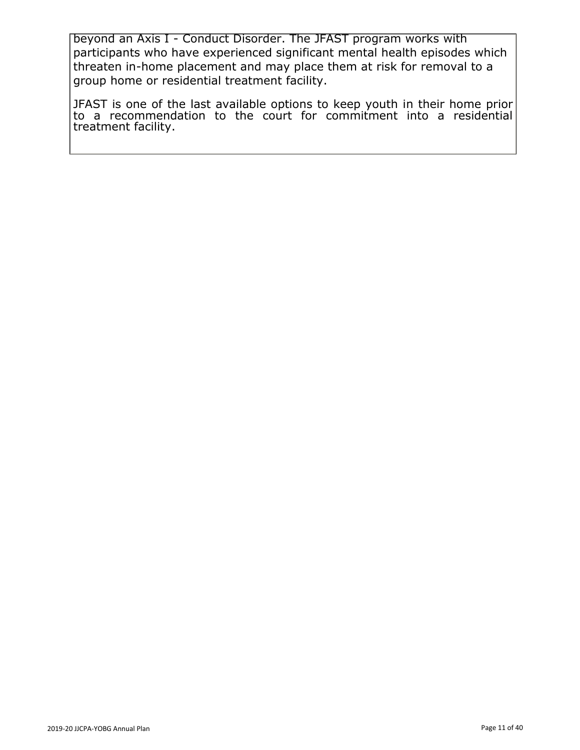beyond an Axis I - Conduct Disorder. The JFAST program works with participants who have experienced significant mental health episodes which threaten in-home placement and may place them at risk for removal to a group home or residential treatment facility.

JFAST is one of the last available options to keep youth in their home prior to a recommendation to the court for commitment into a residential treatment facility.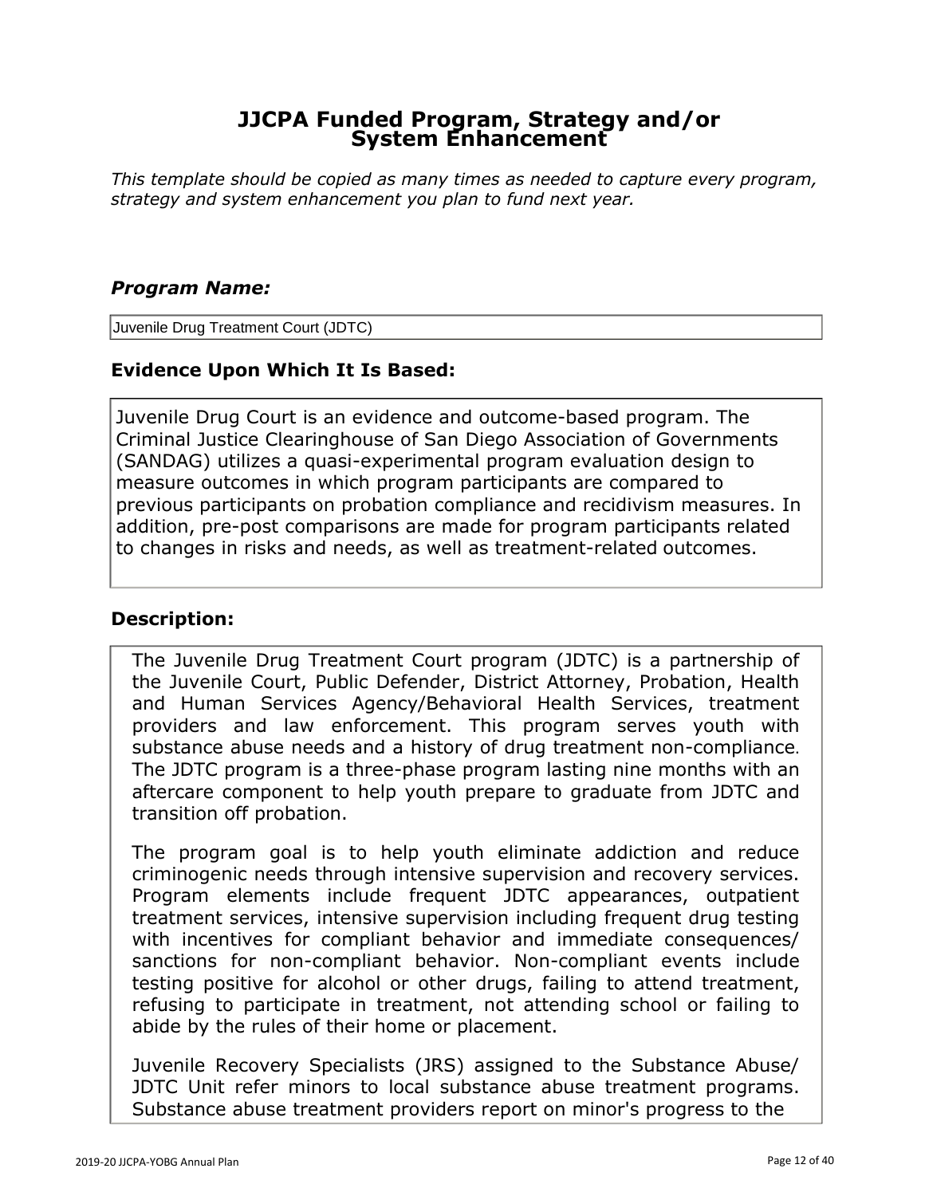# JJCPA Funded Program, Strategy and/or System Enhancement

*This template should be copied as many times as needed to capture every program, strategy and system enhancement you plan to fund next year.*

### *Program Name:*

Juvenile Drug Treatment Court (JDTC)

### Evidence Upon Which It Is Based:

Juvenile Drug Court is an evidence and outcome-based program. The Criminal Justice Clearinghouse of San Diego Association of Governments (SANDAG) utilizes a quasi-experimental program evaluation design to measure outcomes in which program participants are compared to previous participants on probation compliance and recidivism measures. In addition, pre-post comparisons are made for program participants related to changes in risks and needs, as well as treatment-related outcomes.

### Description:

The Juvenile Drug Treatment Court program (JDTC) is a partnership of the Juvenile Court, Public Defender, District Attorney, Probation, Health and Human Services Agency/Behavioral Health Services, treatment providers and law enforcement. This program serves youth with substance abuse needs and a history of drug treatment non-compliance. The JDTC program is a three-phase program lasting nine months with an aftercare component to help youth prepare to graduate from JDTC and transition off probation.

The program goal is to help youth eliminate addiction and reduce criminogenic needs through intensive supervision and recovery services. Program elements include frequent JDTC appearances, outpatient treatment services, intensive supervision including frequent drug testing with incentives for compliant behavior and immediate consequences/ sanctions for non-compliant behavior. Non-compliant events include testing positive for alcohol or other drugs, failing to attend treatment, refusing to participate in treatment, not attending school or failing to abide by the rules of their home or placement.

Juvenile Recovery Specialists (JRS) assigned to the Substance Abuse/ JDTC Unit refer minors to local substance abuse treatment programs. Substance abuse treatment providers report on minor's progress to the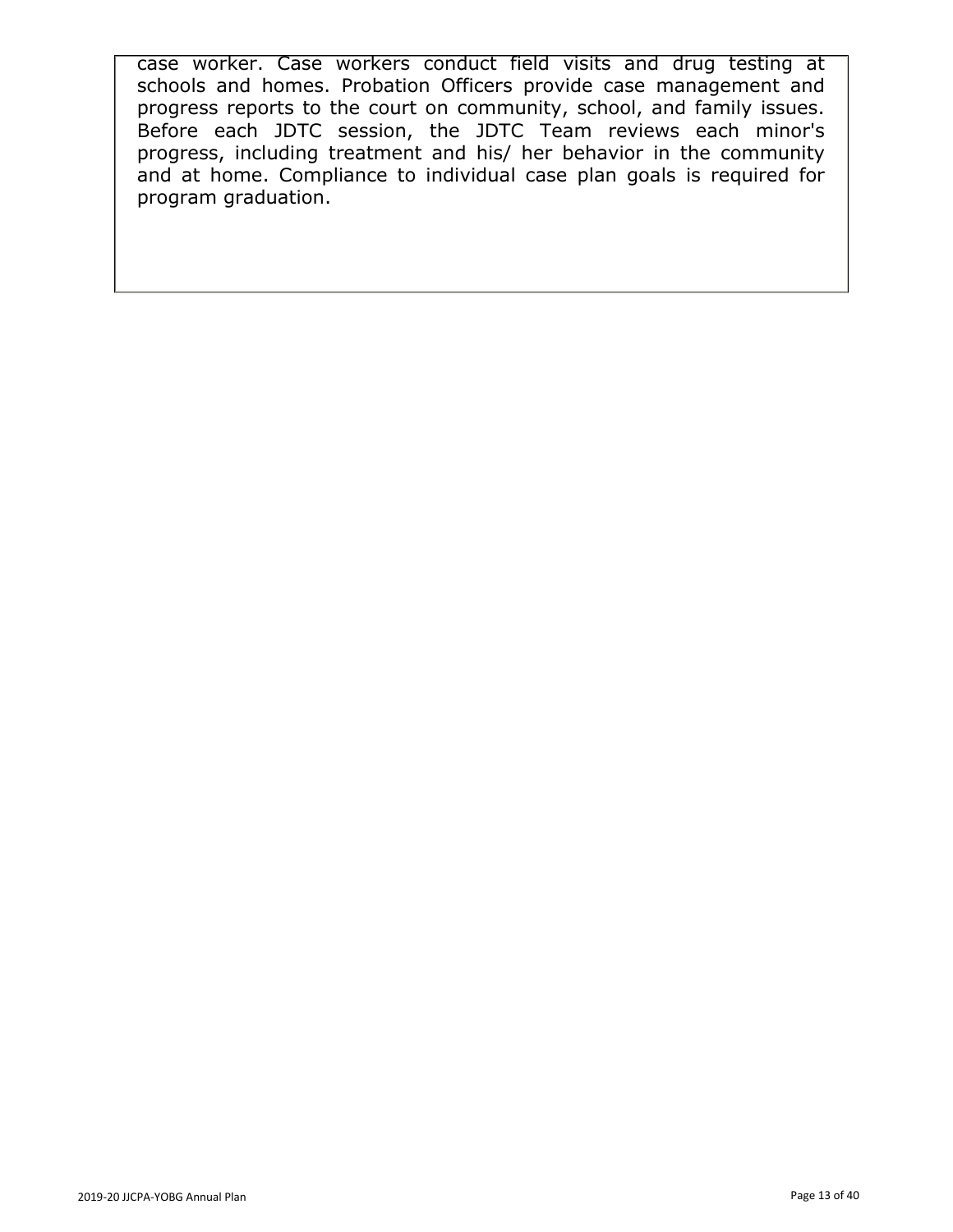case worker. Case workers conduct field visits and drug testing at schools and homes. Probation Officers provide case management and progress reports to the court on community, school, and family issues. Before each JDTC session, the JDTC Team reviews each minor's progress, including treatment and his/ her behavior in the community and at home. Compliance to individual case plan goals is required for program graduation.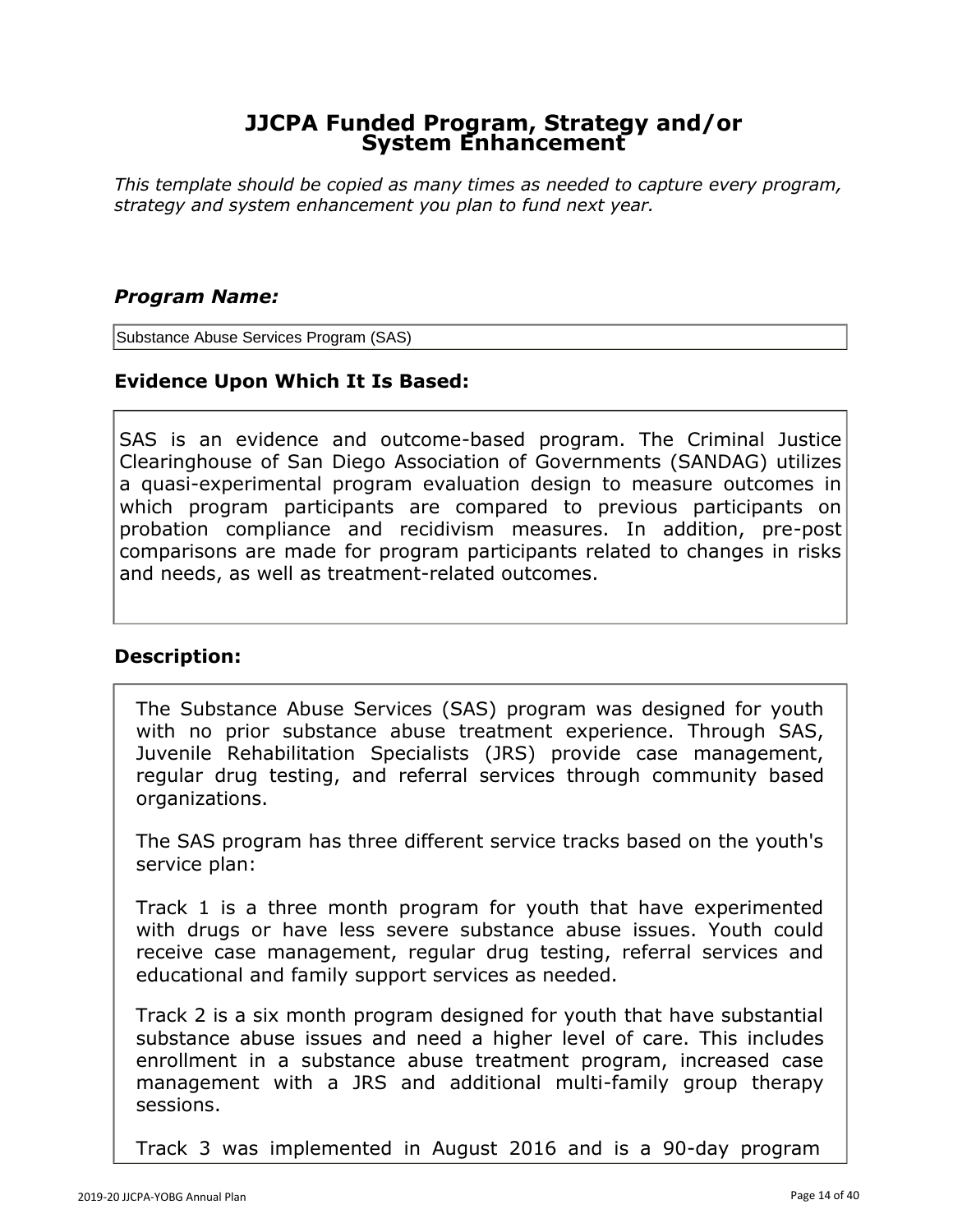# JJCPA Funded Program, Strategy and/or System Enhancement

*This template should be copied as many times as needed to capture every program, strategy and system enhancement you plan to fund next year.*

### *Program Name:*

Substance Abuse Services Program (SAS)

### Evidence Upon Which It Is Based:

SAS is an evidence and outcome-based program. The Criminal Justice Clearinghouse of San Diego Association of Governments (SANDAG) utilizes a quasi-experimental program evaluation design to measure outcomes in which program participants are compared to previous participants on probation compliance and recidivism measures. In addition, pre-post comparisons are made for program participants related to changes in risks and needs, as well as treatment-related outcomes.

### Description:

The Substance Abuse Services (SAS) program was designed for youth with no prior substance abuse treatment experience. Through SAS, Juvenile Rehabilitation Specialists (JRS) provide case management, regular drug testing, and referral services through community based organizations.

The SAS program has three different service tracks based on the youth's service plan:

Track 1 is a three month program for youth that have experimented with drugs or have less severe substance abuse issues. Youth could receive case management, regular drug testing, referral services and educational and family support services as needed.

Track 2 is a six month program designed for youth that have substantial substance abuse issues and need a higher level of care. This includes enrollment in a substance abuse treatment program, increased case management with a JRS and additional multi-family group therapy sessions.

Track 3 was implemented in August 2016 and is a 90-day program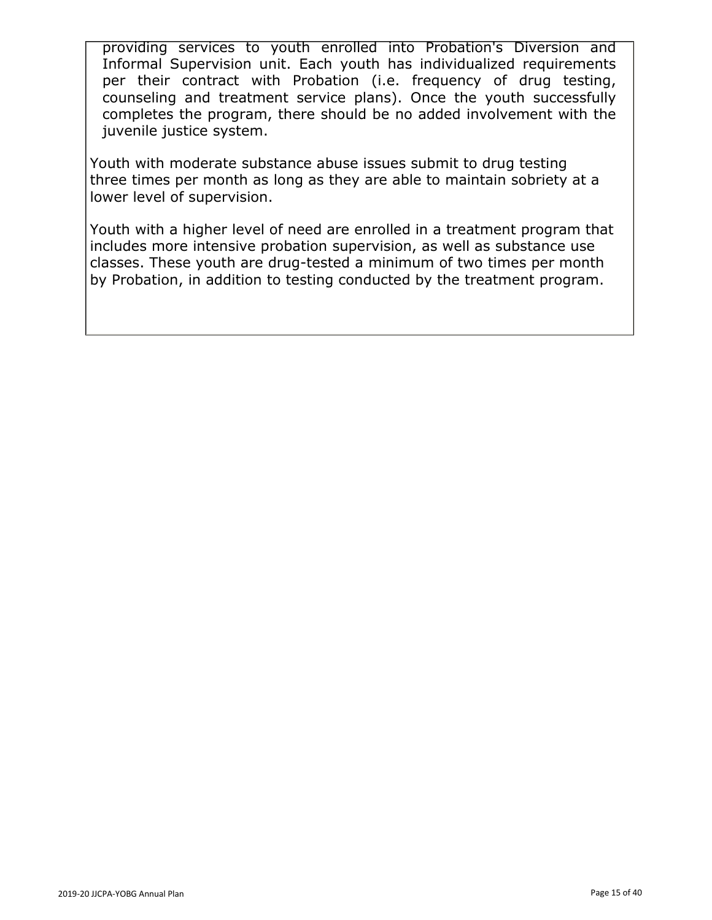providing services to youth enrolled into Probation's Diversion and Informal Supervision unit. Each youth has individualized requirements per their contract with Probation (i.e. frequency of drug testing, counseling and treatment service plans). Once the youth successfully completes the program, there should be no added involvement with the juvenile justice system.

Youth with moderate substance abuse issues submit to drug testing three times per month as long as they are able to maintain sobriety at a lower level of supervision.

Youth with a higher level of need are enrolled in a treatment program that includes more intensive probation supervision, as well as substance use classes. These youth are drug-tested a minimum of two times per month by Probation, in addition to testing conducted by the treatment program.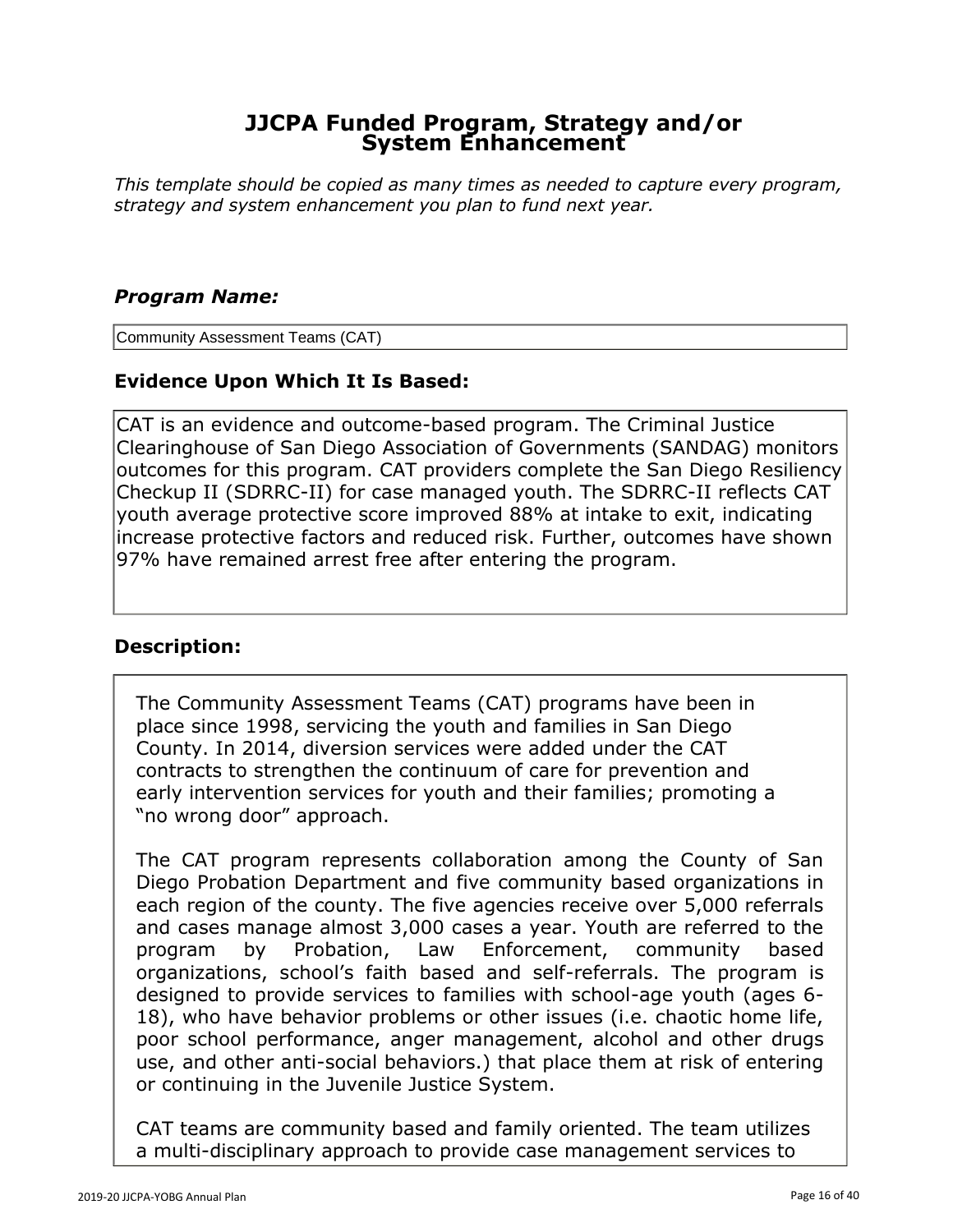# JJCPA Funded Program, Strategy and/or System Enhancement

*This template should be copied as many times as needed to capture every program, strategy and system enhancement you plan to fund next year.*

### *Program Name:*

Community Assessment Teams (CAT)

### Evidence Upon Which It Is Based:

CAT is an evidence and outcome-based program. The Criminal Justice Clearinghouse of San Diego Association of Governments (SANDAG) monitors outcomes for this program. CAT providers complete the San Diego Resiliency Checkup II (SDRRC-II) for case managed youth. The SDRRC-II reflects CAT youth average protective score improved 88% at intake to exit, indicating increase protective factors and reduced risk. Further, outcomes have shown 97% have remained arrest free after entering the program.

### Description:

The Community Assessment Teams (CAT) programs have been in place since 1998, servicing the youth and families in San Diego County. In 2014, diversion services were added under the CAT contracts to strengthen the continuum of care for prevention and early intervention services for youth and their families; promoting a "no wrong door" approach.

The CAT program represents collaboration among the County of San Diego Probation Department and five community based organizations in each region of the county. The five agencies receive over 5,000 referrals and cases manage almost 3,000 cases a year. Youth are referred to the program by Probation, Law Enforcement, community based organizations, school's faith based and self-referrals. The program is designed to provide services to families with school-age youth (ages 6-18), who have behavior problems or other issues (i.e. chaotic home life, poor school performance, anger management, alcohol and other drugs use, and other anti-social behaviors.) that place them at risk of entering or continuing in the Juvenile Justice System.

CAT teams are community based and family oriented. The team utilizes a multi-disciplinary approach to provide case management services to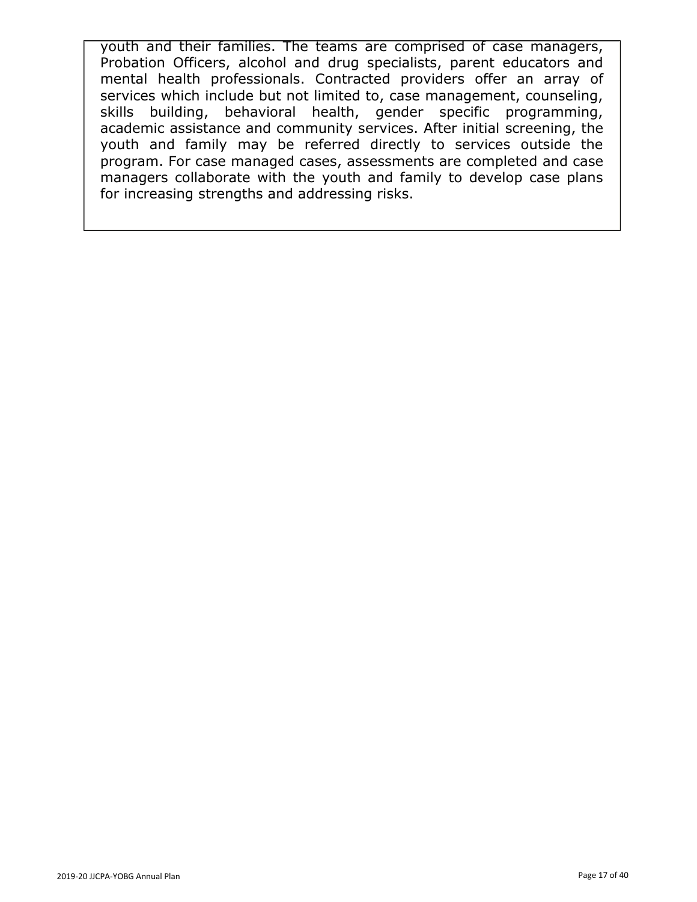youth and their families. The teams are comprised of case managers, Probation Officers, alcohol and drug specialists, parent educators and mental health professionals. Contracted providers offer an array of services which include but not limited to, case management, counseling, skills building, behavioral health, gender specific programming, academic assistance and community services. After initial screening, the youth and family may be referred directly to services outside the program. For case managed cases, assessments are completed and case managers collaborate with the youth and family to develop case plans for increasing strengths and addressing risks.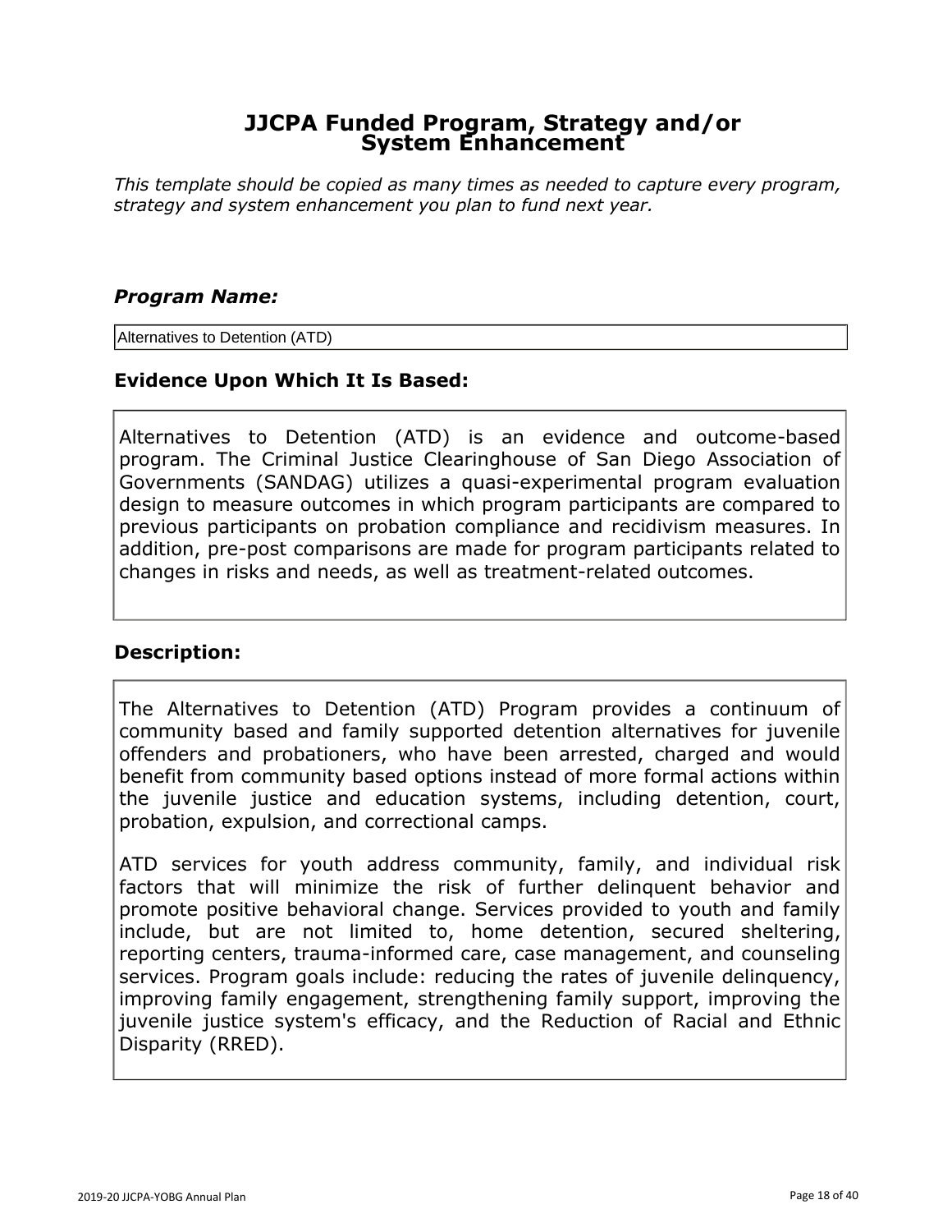# JJCPA Funded Program, Strategy and/or System Enhancement

*This template should be copied as many times as needed to capture every program, strategy and system enhancement you plan to fund next year.*

### *Program Name:*

Alternatives to Detention (ATD)

### Evidence Upon Which It Is Based:

Alternatives to Detention (ATD) is an evidence and outcome-based program. The Criminal Justice Clearinghouse of San Diego Association of Governments (SANDAG) utilizes a quasi-experimental program evaluation design to measure outcomes in which program participants are compared to previous participants on probation compliance and recidivism measures. In addition, pre-post comparisons are made for program participants related to changes in risks and needs, as well as treatment-related outcomes.

### Description:

The Alternatives to Detention (ATD) Program provides a continuum of community based and family supported detention alternatives for juvenile offenders and probationers, who have been arrested, charged and would benefit from community based options instead of more formal actions within the juvenile justice and education systems, including detention, court, probation, expulsion, and correctional camps.

ATD services for youth address community, family, and individual risk factors that will minimize the risk of further delinquent behavior and promote positive behavioral change. Services provided to youth and family include, but are not limited to, home detention, secured sheltering, reporting centers, trauma-informed care, case management, and counseling services. Program goals include: reducing the rates of juvenile delinquency, improving family engagement, strengthening family support, improving the juvenile justice system's efficacy, and the Reduction of Racial and Ethnic Disparity (RRED).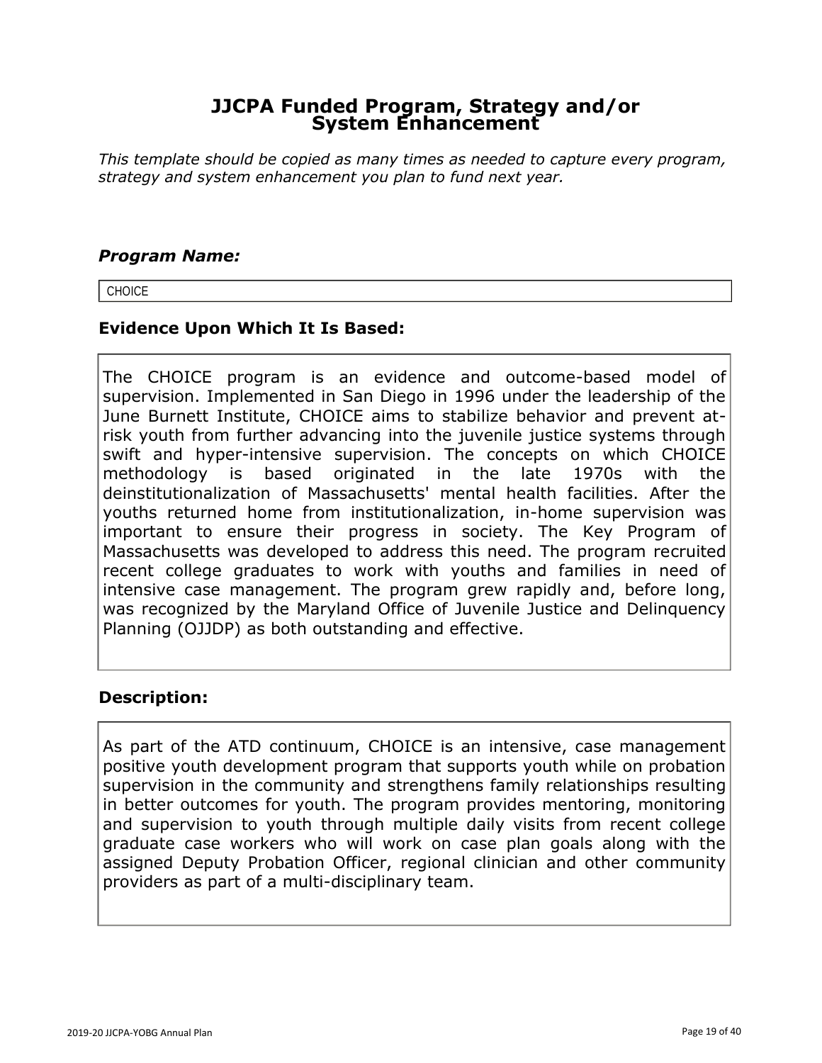## JJCPA Funded Program, Strategy and/or System Enhancement

*This template should be copied as many times as needed to capture every program, strategy and system enhancement you plan to fund next year.*

### *Program Name:*

CHOICE

### Evidence Upon Which It Is Based:

The CHOICE program is an evidence and outcome-based model of supervision. Implemented in San Diego in 1996 under the leadership of the June Burnett Institute, CHOICE aims to stabilize behavior and prevent at-risk youth from further advancing into the juvenile justice systems through swift and hyper-intensive supervision. The concepts on which CHOICE methodology is based originated in the late 1970s with the deinstitutionalization of Massachusetts' mental health facilities. After the youths returned home from institutionalization, in-home supervision was important to ensure their progress in society. The Key Program of Massachusetts was developed to address this need. The program recruited recent college graduates to work with youths and families in need of intensive case management. The program grew rapidly and, before long, was recognized by the Maryland Office of Juvenile Justice and Delinquency Planning (OJJDP) as both outstanding and effective.

### Description:

As part of the ATD continuum, CHOICE is an intensive, case management positive youth development program that supports youth while on probation supervision in the community and strengthens family relationships resulting in better outcomes for youth. The program provides mentoring, monitoring and supervision to youth through multiple daily visits from recent college graduate case workers who will work on case plan goals along with the assigned Deputy Probation Officer, regional clinician and other community providers as part of a multi-disciplinary team.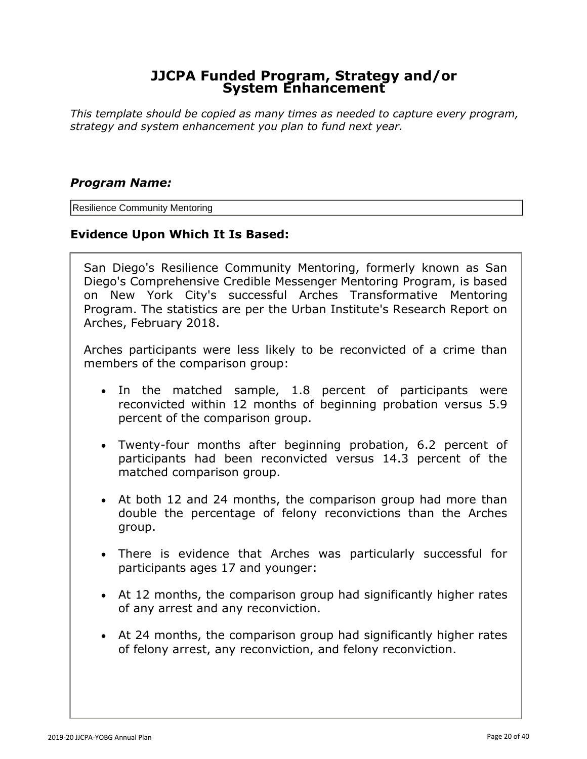# JJCPA Funded Program, Strategy and/or System Enhancement

*This template should be copied as many times as needed to capture every program, strategy and system enhancement you plan to fund next year.*

### *Program Name:*

Resilience Community Mentoring

### Evidence Upon Which It Is Based:

San Diego's Resilience Community Mentoring, formerly known as San Diego's Comprehensive Credible Messenger Mentoring Program, is based on New York City's successful Arches Transformative Mentoring Program. The statistics are per the Urban Institute's Research Report on Arches, February 2018.

Arches participants were less likely to be reconvicted of a crime than members of the comparison group:

- In the matched sample, 1.8 percent of participants were reconvicted within 12 months of beginning probation versus 5.9 percent of the comparison group.
- Twenty-four months after beginning probation, 6.2 percent of participants had been reconvicted versus 14.3 percent of the matched comparison group.
- At both 12 and 24 months, the comparison group had more than double the percentage of felony reconvictions than the Arches group.
- There is evidence that Arches was particularly successful for participants ages 17 and younger:
- At 12 months, the comparison group had significantly higher rates of any arrest and any reconviction.
- At 24 months, the comparison group had significantly higher rates of felony arrest, any reconviction, and felony reconviction.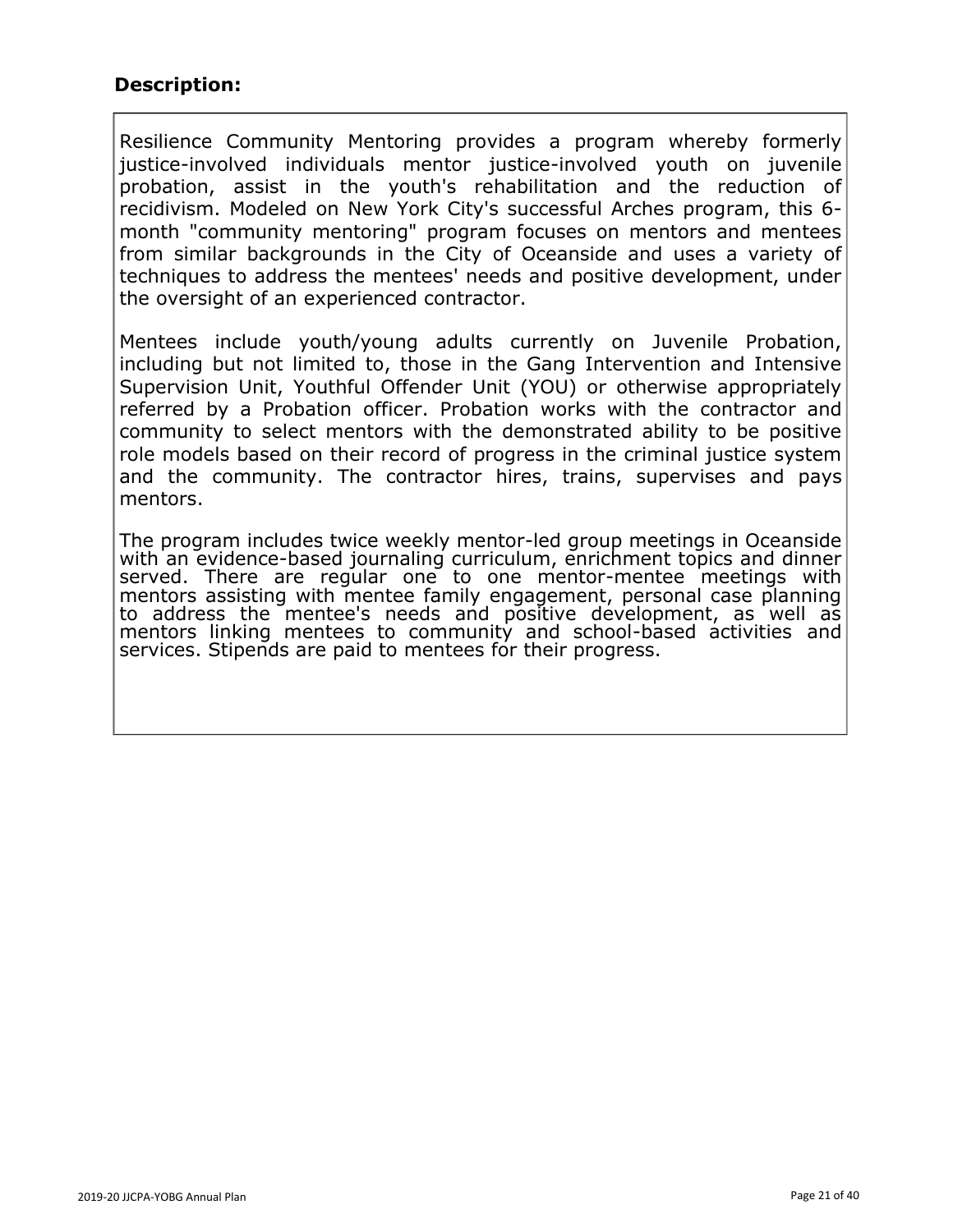**Description:**

Resilience Community Mentoring provides a program whereby formerly justice-involved individuals mentor justice-involved youth on juvenile probation, assist in the youth's rehabilitation and the reduction of recidivism. Modeled on New York City's successful Arches program, this 6-month "community mentoring" program focuses on mentors and mentees from similar backgrounds in the City of Oceanside and uses a variety of techniques to address the mentees' needs and positive development, under the oversight of an experienced contractor.

Mentees include youth/young adults currently on Juvenile Probation, including but not limited to, those in the Gang Intervention and Intensive Supervision Unit, Youthful Offender Unit (YOU) or otherwise appropriately referred by a Probation officer. Probation works with the contractor and community to select mentors with the demonstrated ability to be positive role models based on their record of progress in the criminal justice system and the community. The contractor hires, trains, supervises and pays mentors.

The program includes twice weekly mentor-led group meetings in Oceanside with an evidence-based journaling curriculum, enrichment topics and dinner served. There are regular one to one mentor-mentee meetings with mentors assisting with mentee family engagement, personal case planning to address the mentee's needs and positive development, as well as mentors linking mentees to community and school-based activities and services. Stipends are paid to mentees for their progress.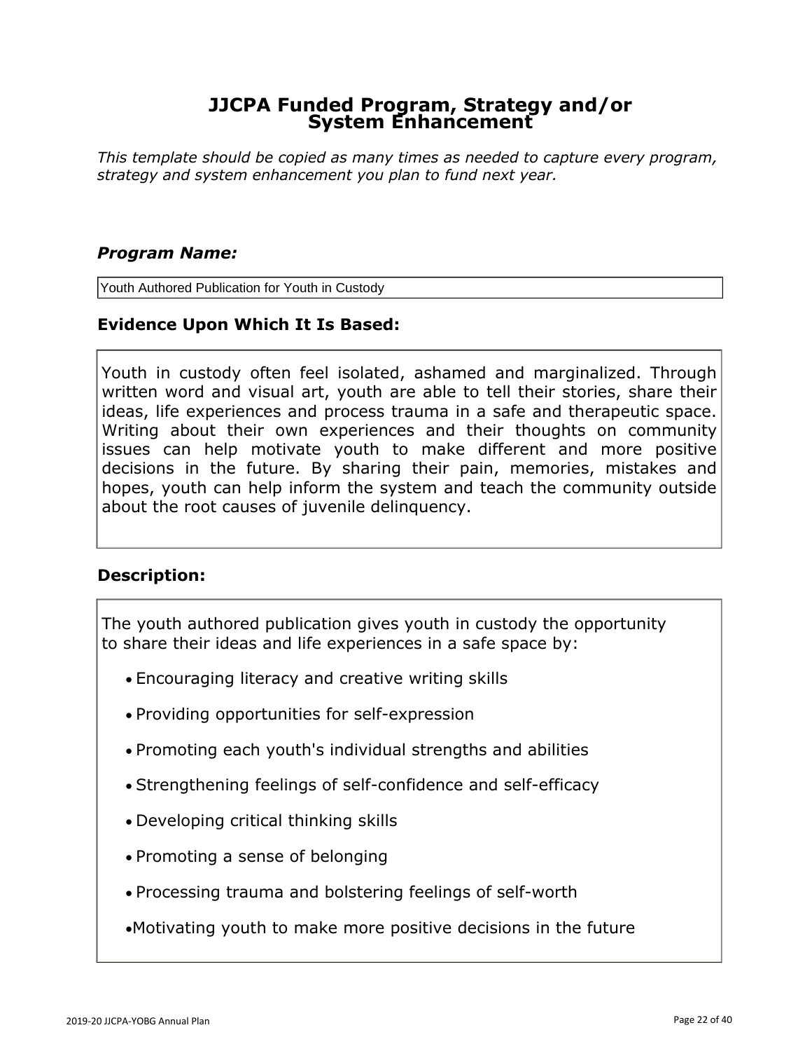# JJCPA Funded Program, Strategy and/or System Enhancement

*This template should be copied as many times as needed to capture every program, strategy and system enhancement you plan to fund next year.*

### *Program Name:*

Youth Authored Publication for Youth in Custody

### Evidence Upon Which It Is Based:

Youth in custody often feel isolated, ashamed and marginalized. Through written word and visual art, youth are able to tell their stories, share their ideas, life experiences and process trauma in a safe and therapeutic space. Writing about their own experiences and their thoughts on community issues can help motivate youth to make different and more positive decisions in the future. By sharing their pain, memories, mistakes and hopes, youth can help inform the system and teach the community outside about the root causes of juvenile delinquency.

### Description:

The youth authored publication gives youth in custody the opportunity to share their ideas and life experiences in a safe space by:

- Encouraging literacy and creative writing skills
- Providing opportunities for self-expression
- Promoting each youth's individual strengths and abilities
- Strengthening feelings of self-confidence and self-efficacy
- Developing critical thinking skills
- Promoting a sense of belonging
- Processing trauma and bolstering feelings of self-worth
- Motivating youth to make more positive decisions in the future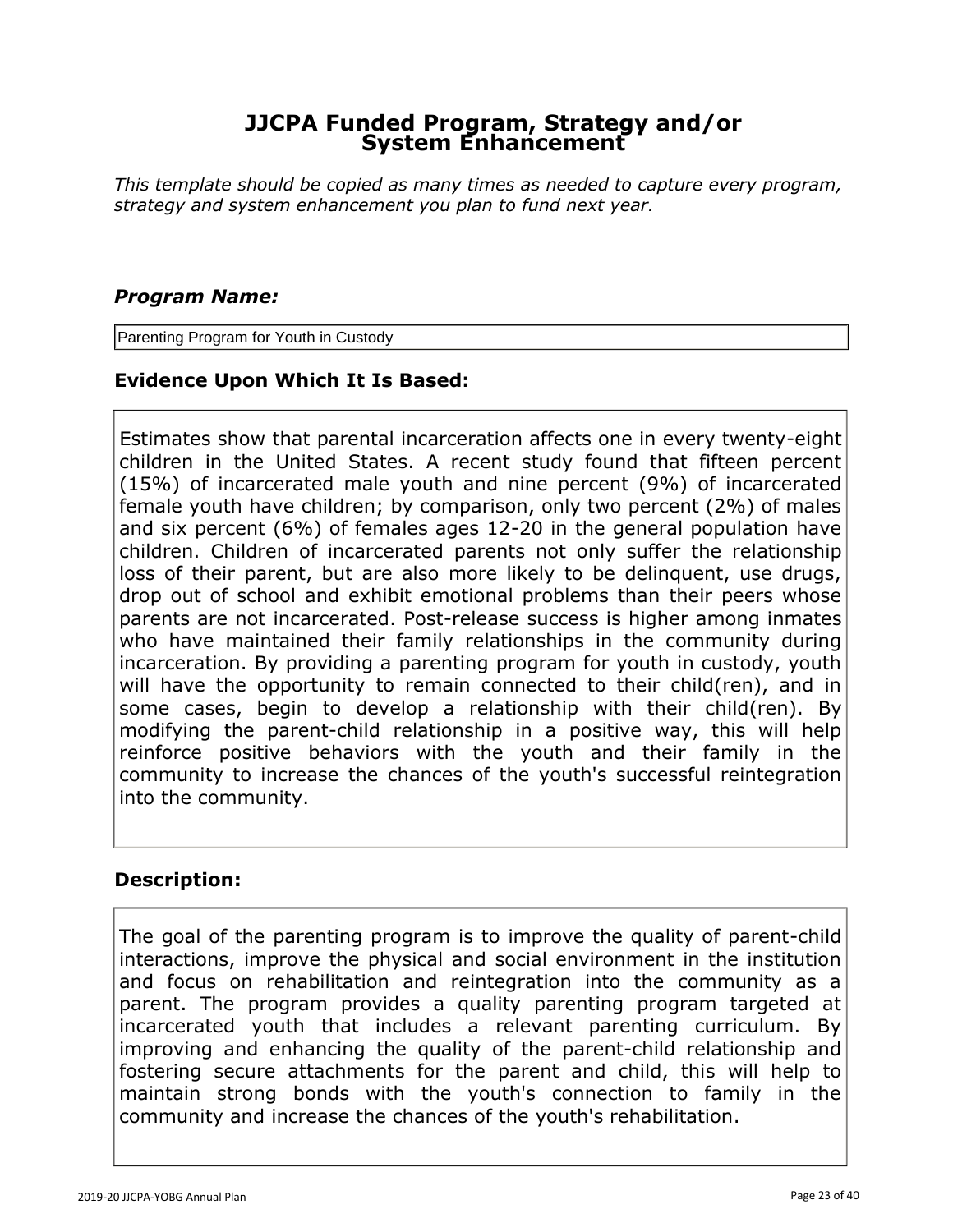# JJCPA Funded Program, Strategy and/or System Enhancement

*This template should be copied as many times as needed to capture every program, strategy and system enhancement you plan to fund next year.*

### *Program Name:*

Parenting Program for Youth in Custody

### Evidence Upon Which It Is Based:

Estimates show that parental incarceration affects one in every twenty-eight children in the United States. A recent study found that fifteen percent (15%) of incarcerated male youth and nine percent (9%) of incarcerated female youth have children; by comparison, only two percent (2%) of males and six percent (6%) of females ages 12-20 in the general population have children. Children of incarcerated parents not only suffer the relationship loss of their parent, but are also more likely to be delinquent, use drugs, drop out of school and exhibit emotional problems than their peers whose parents are not incarcerated. Post-release success is higher among inmates who have maintained their family relationships in the community during incarceration. By providing a parenting program for youth in custody, youth will have the opportunity to remain connected to their child(ren), and in some cases, begin to develop a relationship with their child(ren). By modifying the parent-child relationship in a positive way, this will help reinforce positive behaviors with the youth and their family in the community to increase the chances of the youth's successful reintegration into the community.

### Description:

The goal of the parenting program is to improve the quality of parent-child interactions, improve the physical and social environment in the institution and focus on rehabilitation and reintegration into the community as a parent. The program provides a quality parenting program targeted at incarcerated youth that includes a relevant parenting curriculum. By improving and enhancing the quality of the parent-child relationship and fostering secure attachments for the parent and child, this will help to maintain strong bonds with the youth's connection to family in the community and increase the chances of the youth's rehabilitation.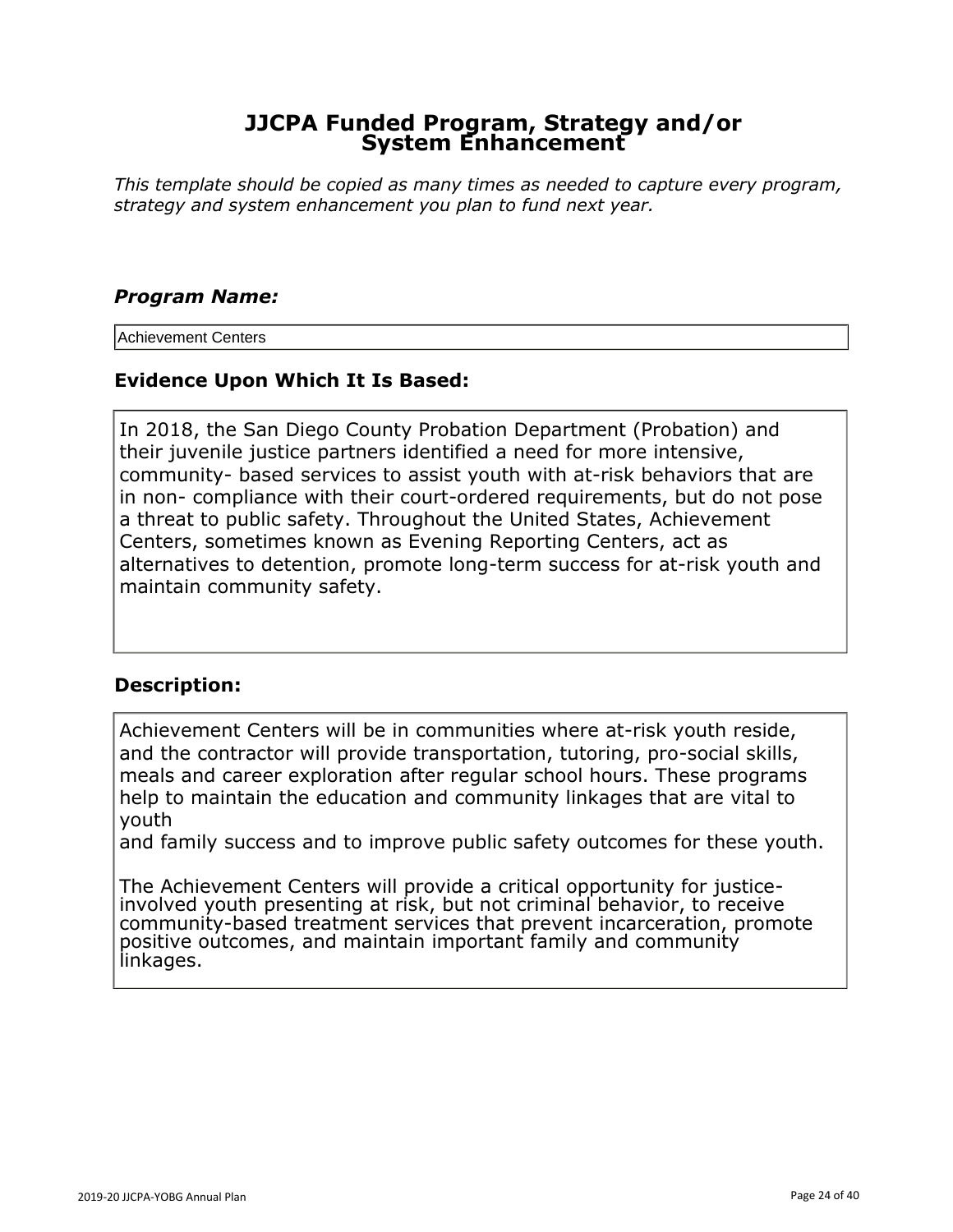# JJCPA Funded Program, Strategy and/or System Enhancement

*This template should be copied as many times as needed to capture every program, strategy and system enhancement you plan to fund next year.*

### *Program Name:*

Achievement Centers

### Evidence Upon Which It Is Based:

In 2018, the San Diego County Probation Department (Probation) and their juvenile justice partners identified a need for more intensive, community- based services to assist youth with at-risk behaviors that are in non- compliance with their court-ordered requirements, but do not pose a threat to public safety. Throughout the United States, Achievement Centers, sometimes known as Evening Reporting Centers, act as alternatives to detention, promote long-term success for at-risk youth and maintain community safety.

### Description:

Achievement Centers will be in communities where at-risk youth reside, and the contractor will provide transportation, tutoring, pro-social skills, meals and career exploration after regular school hours. These programs help to maintain the education and community linkages that are vital to youth and family success and to improve public safety outcomes for these youth.

The Achievement Centers will provide a critical opportunity for justice-involved youth presenting at risk, but not criminal behavior, to receive community-based treatment services that prevent incarceration, promote positive outcomes, and maintain important family and community linkages.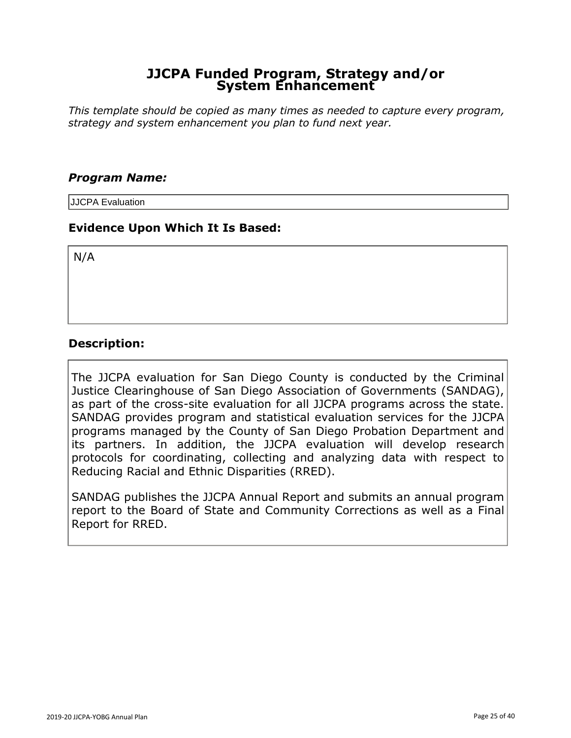# JJCPA Funded Program, Strategy and/or System Enhancement

*This template should be copied as many times as needed to capture every program, strategy and system enhancement you plan to fund next year.*

### *Program Name:*

JJCPA Evaluation

### Evidence Upon Which It Is Based:

N/A

### Description:

The JJCPA evaluation for San Diego County is conducted by the Criminal Justice Clearinghouse of San Diego Association of Governments (SANDAG), as part of the cross-site evaluation for all JJCPA programs across the state. SANDAG provides program and statistical evaluation services for the JJCPA programs managed by the County of San Diego Probation Department and its partners. In addition, the JJCPA evaluation will develop research protocols for coordinating, collecting and analyzing data with respect to Reducing Racial and Ethnic Disparities (RRED).

SANDAG publishes the JJCPA Annual Report and submits an annual program report to the Board of State and Community Corrections as well as a Final Report for RRED.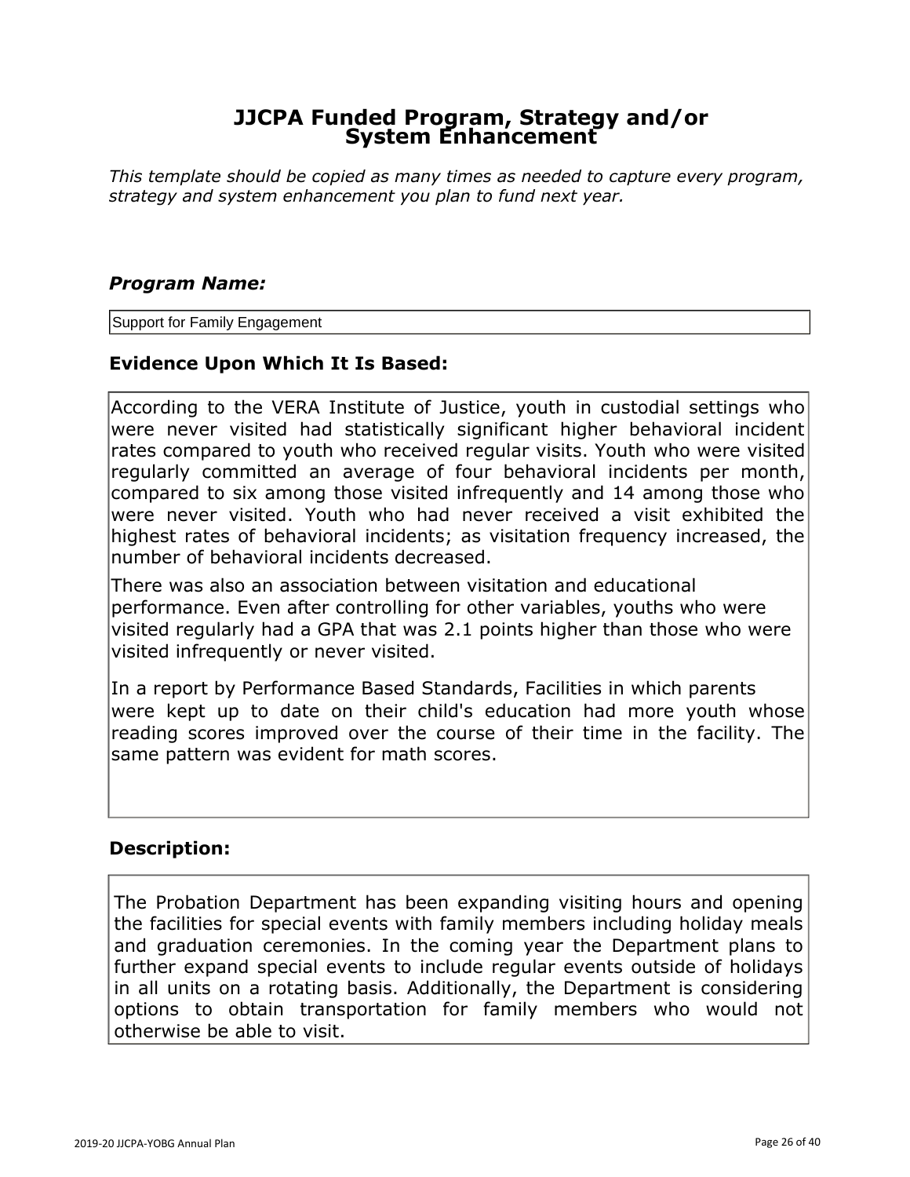# JJCPA Funded Program, Strategy and/or System Enhancement

*This template should be copied as many times as needed to capture every program, strategy and system enhancement you plan to fund next year.*

### *Program Name:*

Support for Family Engagement

### Evidence Upon Which It Is Based:

According to the VERA Institute of Justice, youth in custodial settings who were never visited had statistically significant higher behavioral incident rates compared to youth who received regular visits. Youth who were visited regularly committed an average of four behavioral incidents per month, compared to six among those visited infrequently and 14 among those who were never visited. Youth who had never received a visit exhibited the highest rates of behavioral incidents; as visitation frequency increased, the number of behavioral incidents decreased.

There was also an association between visitation and educational performance. Even after controlling for other variables, youths who were visited regularly had a GPA that was 2.1 points higher than those who were visited infrequently or never visited.

In a report by Performance Based Standards, Facilities in which parents were kept up to date on their child's education had more youth whose reading scores improved over the course of their time in the facility. The same pattern was evident for math scores.

### Description:

The Probation Department has been expanding visiting hours and opening the facilities for special events with family members including holiday meals and graduation ceremonies. In the coming year the Department plans to further expand special events to include regular events outside of holidays in all units on a rotating basis. Additionally, the Department is considering options to obtain transportation for family members who would not otherwise be able to visit.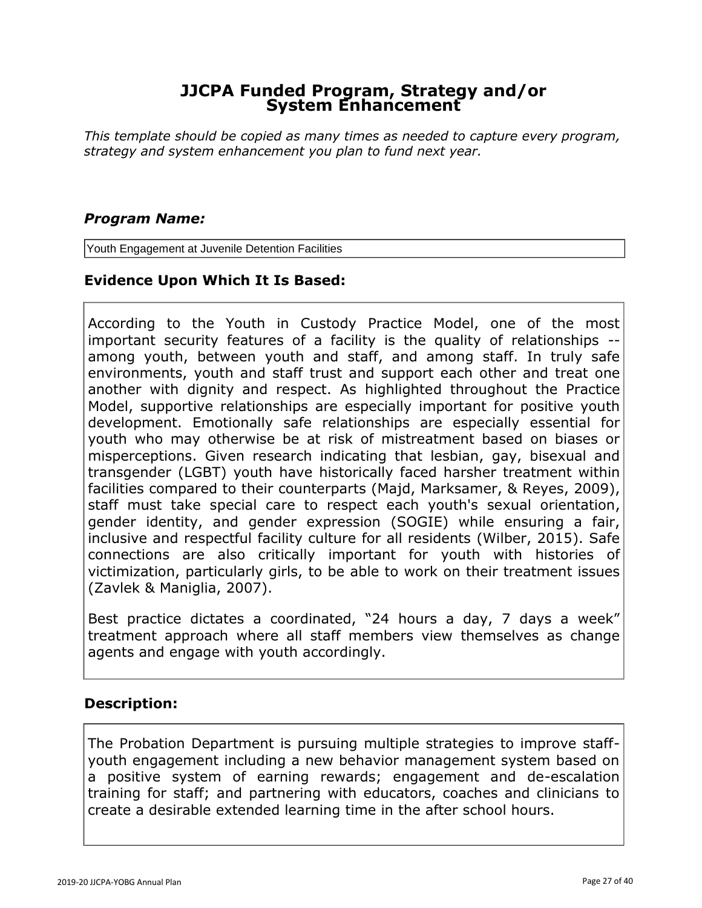# JJCPA Funded Program, Strategy and/or System Enhancement

*This template should be copied as many times as needed to capture every program, strategy and system enhancement you plan to fund next year.*

### *Program Name:*

Youth Engagement at Juvenile Detention Facilities

### Evidence Upon Which It Is Based:

According to the Youth in Custody Practice Model, one of the most important security features of a facility is the quality of relationships -- among youth, between youth and staff, and among staff. In truly safe environments, youth and staff trust and support each other and treat one another with dignity and respect. As highlighted throughout the Practice Model, supportive relationships are especially important for positive youth development. Emotionally safe relationships are especially essential for youth who may otherwise be at risk of mistreatment based on biases or misperceptions. Given research indicating that lesbian, gay, bisexual and transgender (LGBT) youth have historically faced harsher treatment within facilities compared to their counterparts (Majd, Marksamer, & Reyes, 2009), staff must take special care to respect each youth's sexual orientation, gender identity, and gender expression (SOGIE) while ensuring a fair, inclusive and respectful facility culture for all residents (Wilber, 2015). Safe connections are also critically important for youth with histories of victimization, particularly girls, to be able to work on their treatment issues (Zavlek & Maniglia, 2007).

Best practice dictates a coordinated, "24 hours a day, 7 days a week" treatment approach where all staff members view themselves as change agents and engage with youth accordingly.

### Description:

The Probation Department is pursuing multiple strategies to improve staff-youth engagement including a new behavior management system based on a positive system of earning rewards; engagement and de-escalation training for staff; and partnering with educators, coaches and clinicians to create a desirable extended learning time in the after school hours.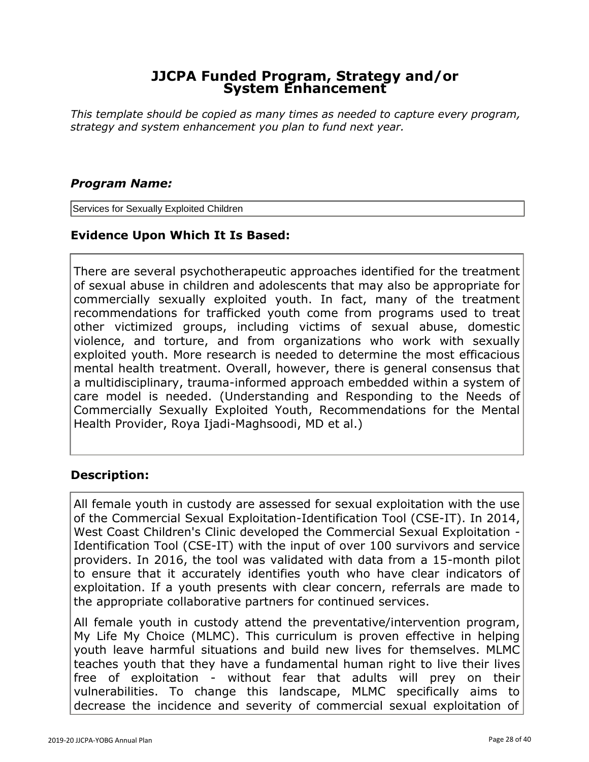# JJCPA Funded Program, Strategy and/or System Enhancement

*This template should be copied as many times as needed to capture every program, strategy and system enhancement you plan to fund next year.*

### *Program Name:*

Services for Sexually Exploited Children

### Evidence Upon Which It Is Based:

There are several psychotherapeutic approaches identified for the treatment of sexual abuse in children and adolescents that may also be appropriate for commercially sexually exploited youth. In fact, many of the treatment recommendations for trafficked youth come from programs used to treat other victimized groups, including victims of sexual abuse, domestic violence, and torture, and from organizations who work with sexually exploited youth. More research is needed to determine the most efficacious mental health treatment. Overall, however, there is general consensus that a multidisciplinary, trauma-informed approach embedded within a system of care model is needed. (Understanding and Responding to the Needs of Commercially Sexually Exploited Youth, Recommendations for the Mental Health Provider, Roya Ijadi-Maghsoodi, MD et al.)

### Description:

All female youth in custody are assessed for sexual exploitation with the use of the Commercial Sexual Exploitation-Identification Tool (CSE-IT). In 2014, West Coast Children's Clinic developed the Commercial Sexual Exploitation - Identification Tool (CSE-IT) with the input of over 100 survivors and service providers. In 2016, the tool was validated with data from a 15-month pilot to ensure that it accurately identifies youth who have clear indicators of exploitation. If a youth presents with clear concern, referrals are made to the appropriate collaborative partners for continued services.

All female youth in custody attend the preventative/intervention program, My Life My Choice (MLMC). This curriculum is proven effective in helping youth leave harmful situations and build new lives for themselves. MLMC teaches youth that they have a fundamental human right to live their lives free of exploitation - without fear that adults will prey on their vulnerabilities. To change this landscape, MLMC specifically aims to decrease the incidence and severity of commercial sexual exploitation of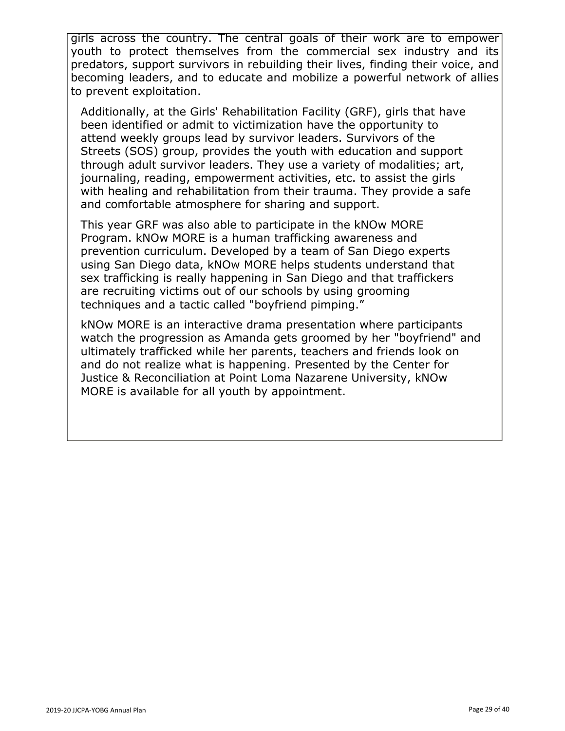girls across the country. The central goals of their work are to empower youth to protect themselves from the commercial sex industry and its predators, support survivors in rebuilding their lives, finding their voice, and becoming leaders, and to educate and mobilize a powerful network of allies to prevent exploitation.

Additionally, at the Girls' Rehabilitation Facility (GRF), girls that have been identified or admit to victimization have the opportunity to attend weekly groups lead by survivor leaders. Survivors of the Streets (SOS) group, provides the youth with education and support through adult survivor leaders. They use a variety of modalities; art, journaling, reading, empowerment activities, etc. to assist the girls with healing and rehabilitation from their trauma. They provide a safe and comfortable atmosphere for sharing and support.

This year GRF was also able to participate in the kNOw MORE Program. kNOw MORE is a human trafficking awareness and prevention curriculum. Developed by a team of San Diego experts using San Diego data, kNOw MORE helps students understand that sex trafficking is really happening in San Diego and that traffickers are recruiting victims out of our schools by using grooming techniques and a tactic called "boyfriend pimping.”

kNOw MORE is an interactive drama presentation where participants watch the progression as Amanda gets groomed by her "boyfriend" and ultimately trafficked while her parents, teachers and friends look on and do not realize what is happening. Presented by the Center for Justice & Reconciliation at Point Loma Nazarene University, kNOw MORE is available for all youth by appointment.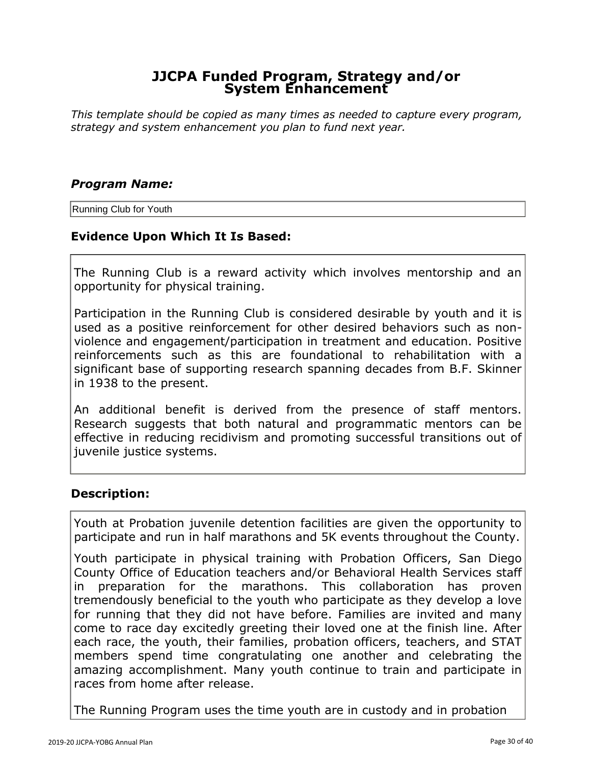# JJCPA Funded Program, Strategy and/or System Enhancement

*This template should be copied as many times as needed to capture every program, strategy and system enhancement you plan to fund next year.*

### *Program Name:*

Running Club for Youth

### Evidence Upon Which It Is Based:

The Running Club is a reward activity which involves mentorship and an opportunity for physical training.

Participation in the Running Club is considered desirable by youth and it is used as a positive reinforcement for other desired behaviors such as non-violence and engagement/participation in treatment and education. Positive reinforcements such as this are foundational to rehabilitation with a significant base of supporting research spanning decades from B.F. Skinner in 1938 to the present.

An additional benefit is derived from the presence of staff mentors. Research suggests that both natural and programmatic mentors can be effective in reducing recidivism and promoting successful transitions out of juvenile justice systems.

### Description:

Youth at Probation juvenile detention facilities are given the opportunity to participate and run in half marathons and 5K events throughout the County.

Youth participate in physical training with Probation Officers, San Diego County Office of Education teachers and/or Behavioral Health Services staff in preparation for the marathons. This collaboration has proven tremendously beneficial to the youth who participate as they develop a love for running that they did not have before. Families are invited and many come to race day excitedly greeting their loved one at the finish line. After each race, the youth, their families, probation officers, teachers, and STAT members spend time congratulating one another and celebrating the amazing accomplishment. Many youth continue to train and participate in races from home after release.

The Running Program uses the time youth are in custody and in probation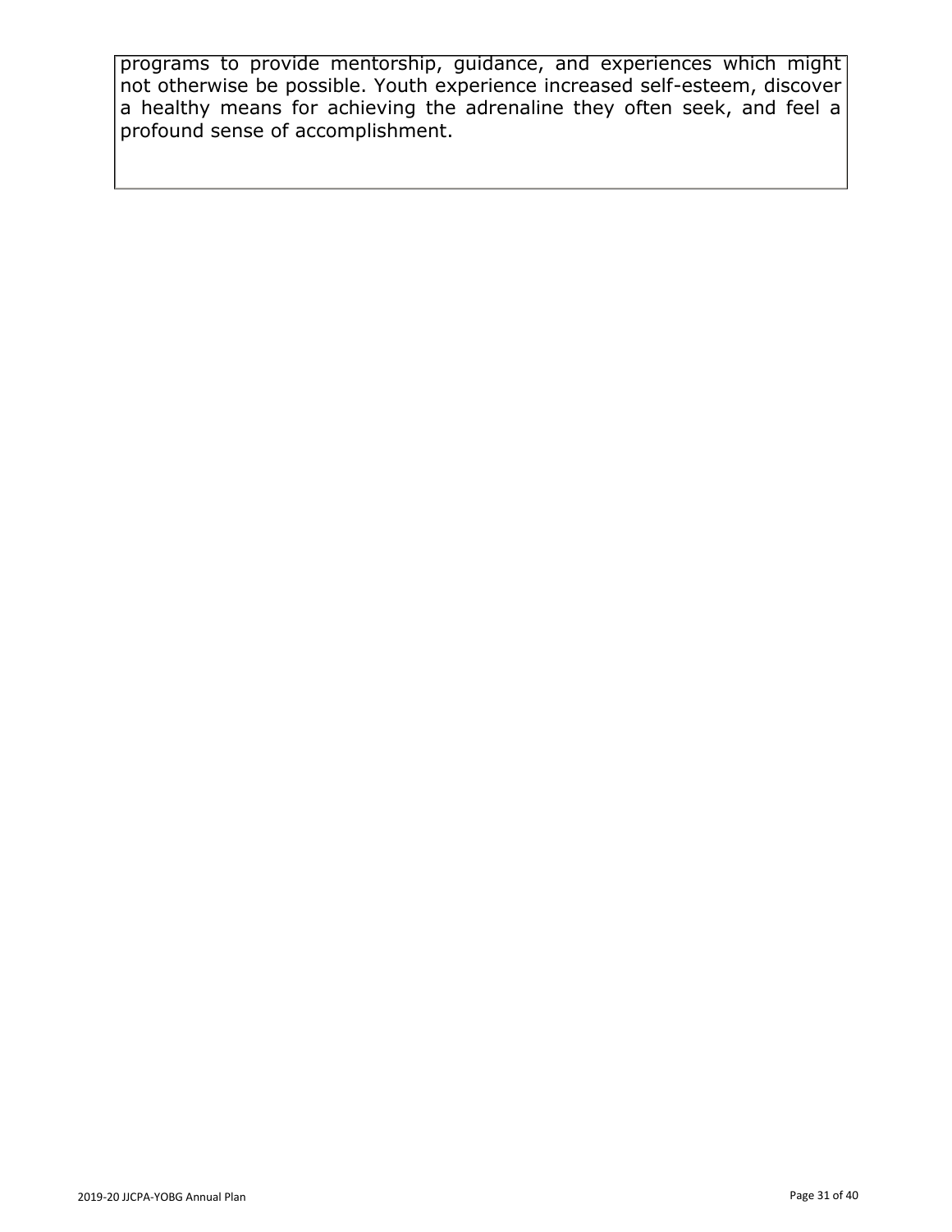programs to provide mentorship, guidance, and experiences which might not otherwise be possible. Youth experience increased self-esteem, discover a healthy means for achieving the adrenaline they often seek, and feel a profound sense of accomplishment.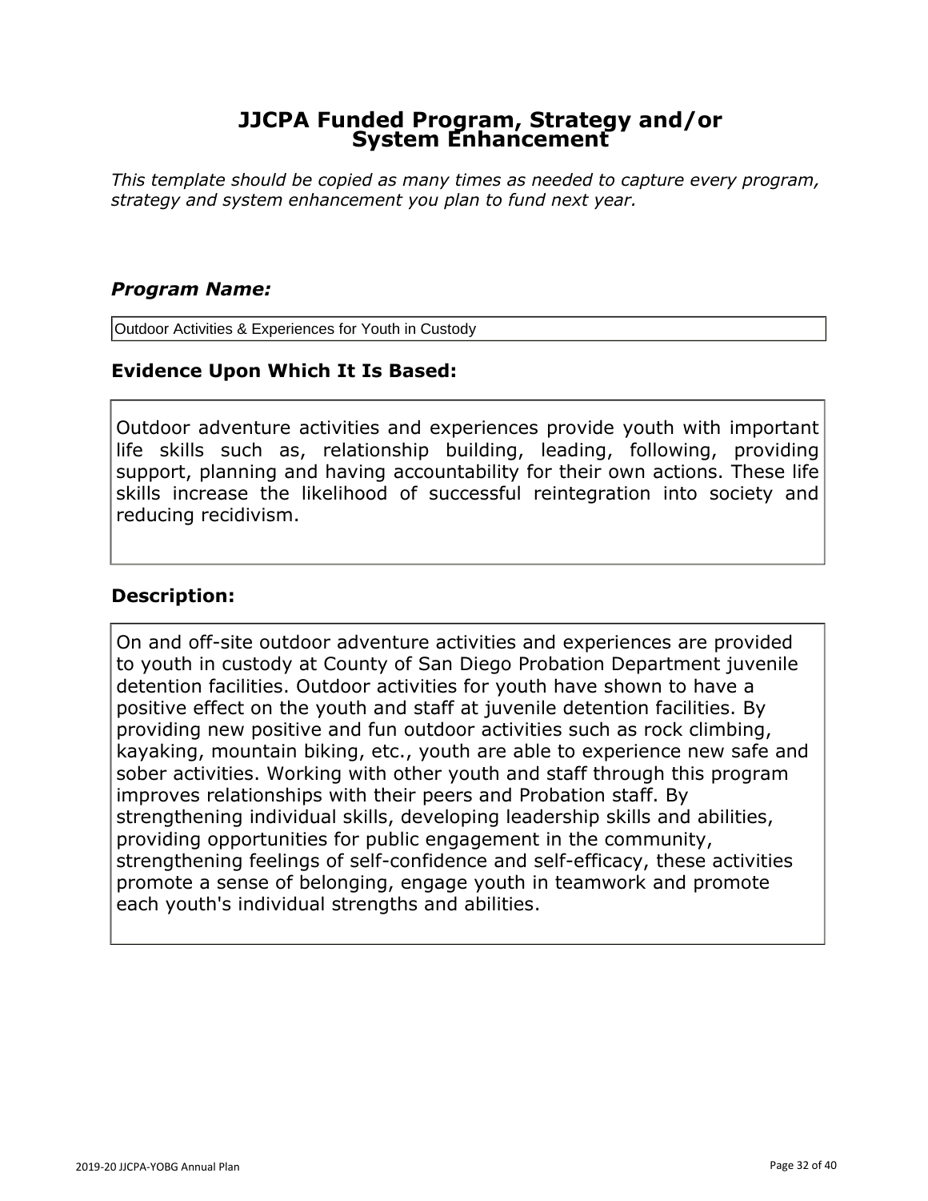# JJCPA Funded Program, Strategy and/or System Enhancement

*This template should be copied as many times as needed to capture every program, strategy and system enhancement you plan to fund next year.*

### *Program Name:*

Outdoor Activities & Experiences for Youth in Custody

### Evidence Upon Which It Is Based:

Outdoor adventure activities and experiences provide youth with important life skills such as, relationship building, leading, following, providing support, planning and having accountability for their own actions. These life skills increase the likelihood of successful reintegration into society and reducing recidivism.

### Description:

On and off-site outdoor adventure activities and experiences are provided to youth in custody at County of San Diego Probation Department juvenile detention facilities. Outdoor activities for youth have shown to have a positive effect on the youth and staff at juvenile detention facilities. By providing new positive and fun outdoor activities such as rock climbing, kayaking, mountain biking, etc., youth are able to experience new safe and sober activities. Working with other youth and staff through this program improves relationships with their peers and Probation staff. By strengthening individual skills, developing leadership skills and abilities, providing opportunities for public engagement in the community, strengthening feelings of self-confidence and self-efficacy, these activities promote a sense of belonging, engage youth in teamwork and promote each youth's individual strengths and abilities.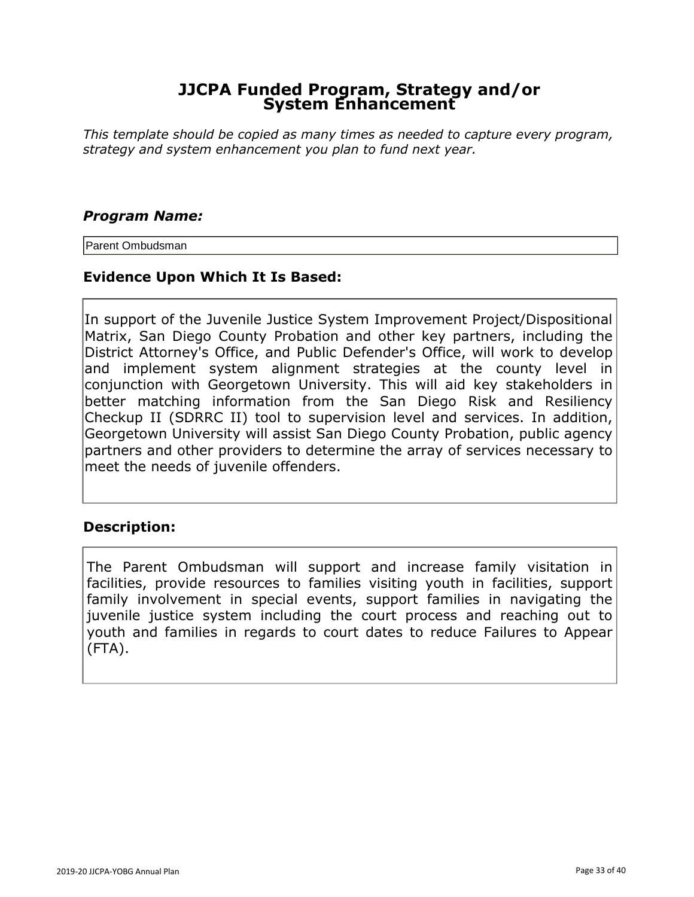# JJCPA Funded Program, Strategy and/or System Enhancement

*This template should be copied as many times as needed to capture every program, strategy and system enhancement you plan to fund next year.*

### *Program Name:*

Parent Ombudsman

### Evidence Upon Which It Is Based:

In support of the Juvenile Justice System Improvement Project/Dispositional Matrix, San Diego County Probation and other key partners, including the District Attorney's Office, and Public Defender's Office, will work to develop and implement system alignment strategies at the county level in conjunction with Georgetown University. This will aid key stakeholders in better matching information from the San Diego Risk and Resiliency Checkup II (SDRRC II) tool to supervision level and services. In addition, Georgetown University will assist San Diego County Probation, public agency partners and other providers to determine the array of services necessary to meet the needs of juvenile offenders.

### Description:

The Parent Ombudsman will support and increase family visitation in facilities, provide resources to families visiting youth in facilities, support family involvement in special events, support families in navigating the juvenile justice system including the court process and reaching out to youth and families in regards to court dates to reduce Failures to Appear (FTA).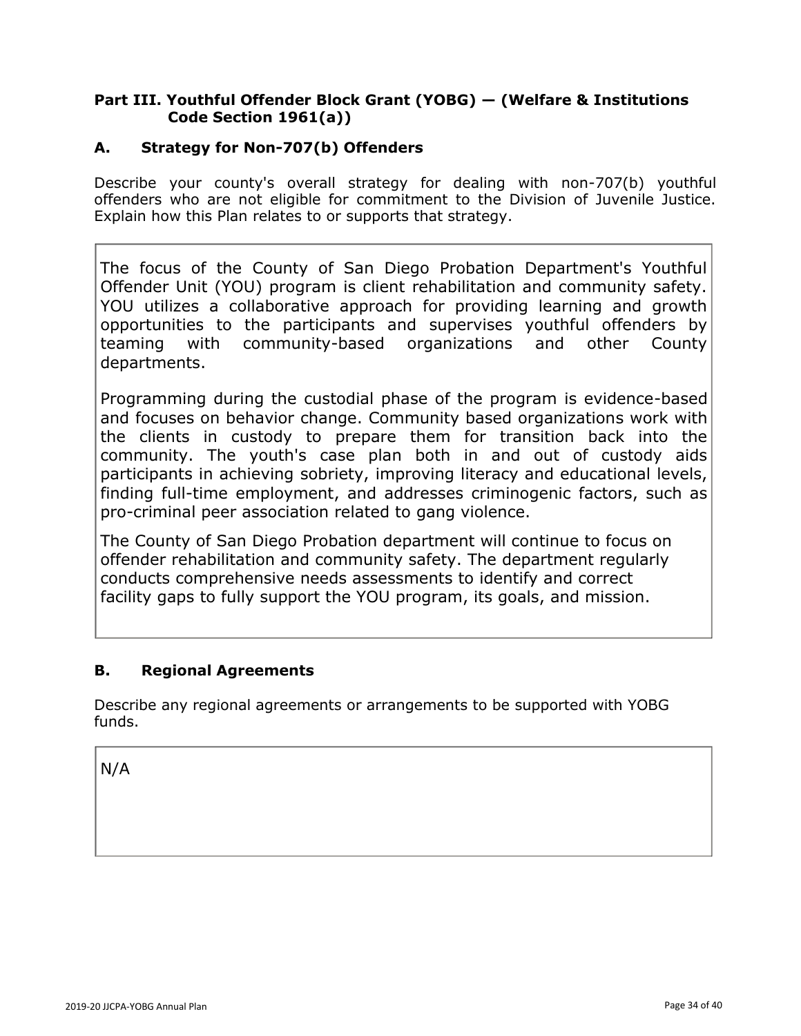## Part III. Youthful Offender Block Grant (YOBG) — (Welfare & Institutions Code Section 1961(a))

### A. Strategy for Non-707(b) Offenders

Describe your county's overall strategy for dealing with non-707(b) youthful offenders who are not eligible for commitment to the Division of Juvenile Justice. Explain how this Plan relates to or supports that strategy.

The focus of the County of San Diego Probation Department's Youthful Offender Unit (YOU) program is client rehabilitation and community safety. YOU utilizes a collaborative approach for providing learning and growth opportunities to the participants and supervises youthful offenders by teaming with community-based organizations and other County departments.

Programming during the custodial phase of the program is evidence-based and focuses on behavior change. Community based organizations work with the clients in custody to prepare them for transition back into the community. The youth's case plan both in and out of custody aids participants in achieving sobriety, improving literacy and educational levels, finding full-time employment, and addresses criminogenic factors, such as pro-criminal peer association related to gang violence.

The County of San Diego Probation department will continue to focus on offender rehabilitation and community safety. The department regularly conducts comprehensive needs assessments to identify and correct facility gaps to fully support the YOU program, its goals, and mission.

### B. Regional Agreements

Describe any regional agreements or arrangements to be supported with YOBG funds.

N/A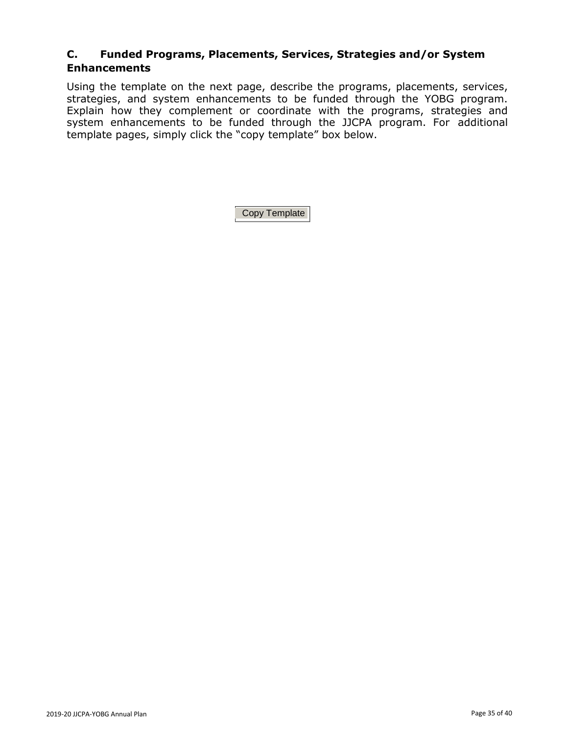## C. Funded Programs, Placements, Services, Strategies and/or System Enhancements

Using the template on the next page, describe the programs, placements, services, strategies, and system enhancements to be funded through the YOBG program. Explain how they complement or coordinate with the programs, strategies and system enhancements to be funded through the JJCPA program. For additional template pages, simply click the "copy template" box below.

Copy Template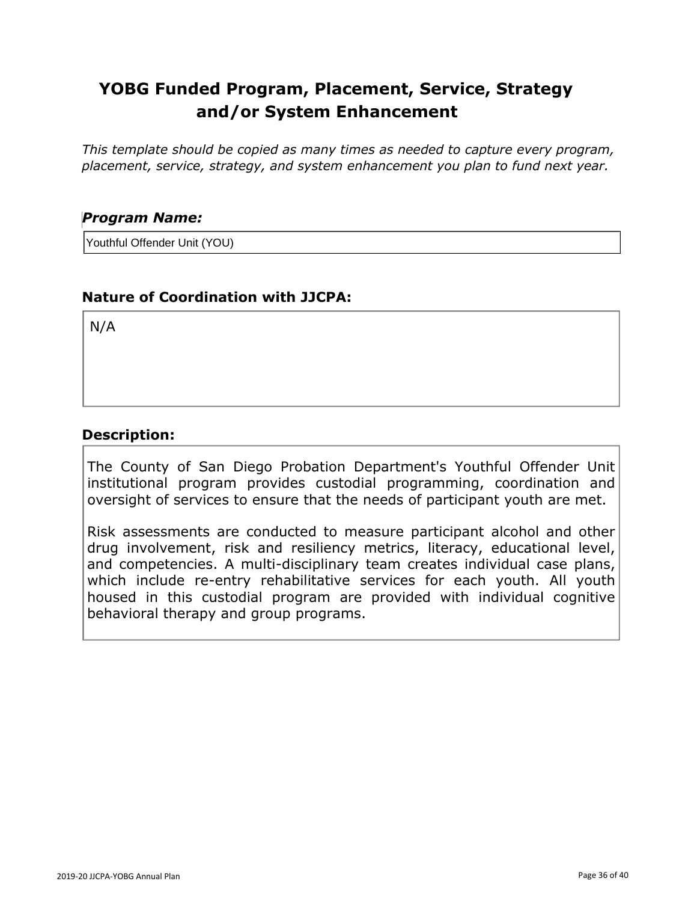# YOBG Funded Program, Placement, Service, Strategy and/or System Enhancement

*This template should be copied as many times as needed to capture every program, placement, service, strategy, and system enhancement you plan to fund next year.*

### *Program Name:*

Youthful Offender Unit (YOU)

### Nature of Coordination with JJCPA:

N/A

### Description:

The County of San Diego Probation Department's Youthful Offender Unit institutional program provides custodial programming, coordination and oversight of services to ensure that the needs of participant youth are met.

Risk assessments are conducted to measure participant alcohol and other drug involvement, risk and resiliency metrics, literacy, educational level, and competencies. A multi-disciplinary team creates individual case plans, which include re-entry rehabilitative services for each youth. All youth housed in this custodial program are provided with individual cognitive behavioral therapy and group programs.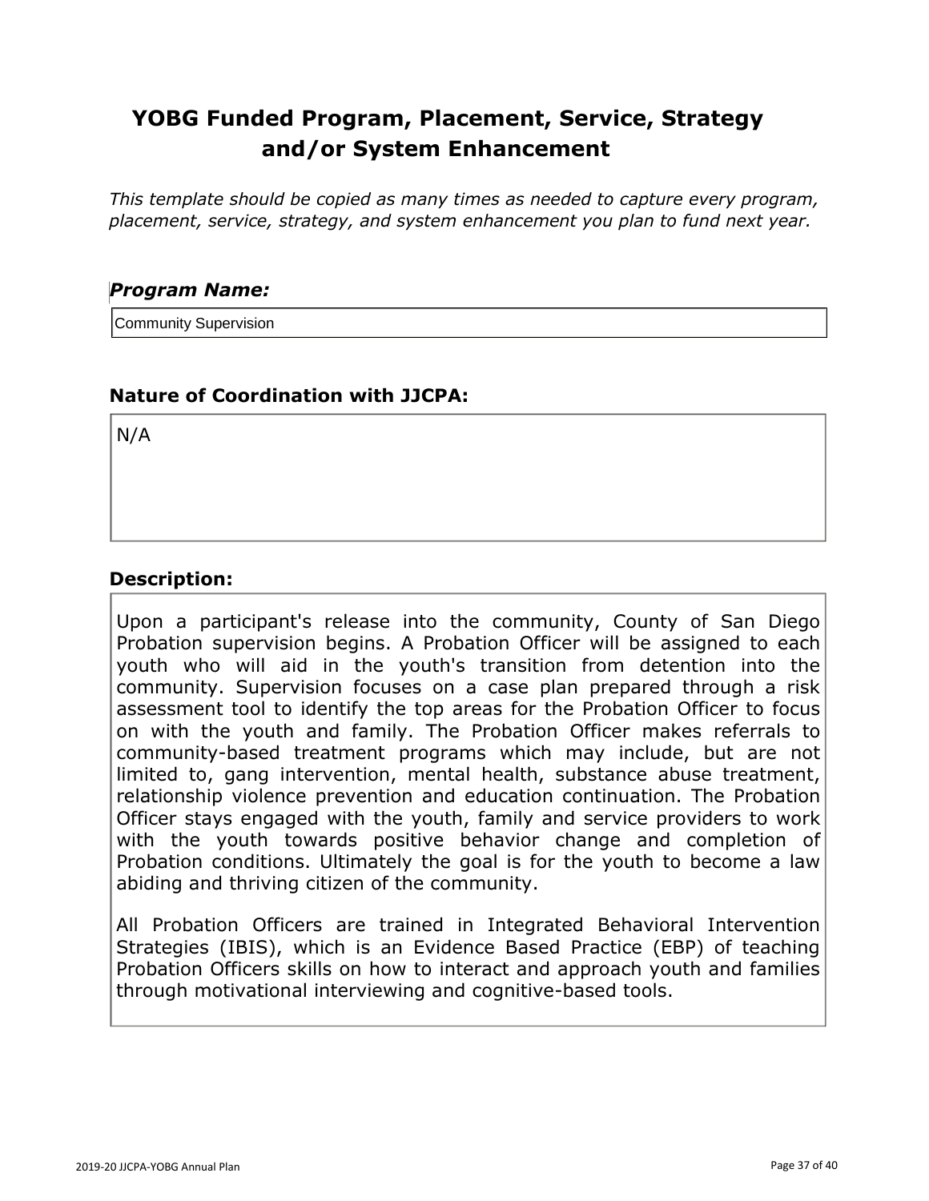# YOBG Funded Program, Placement, Service, Strategy and/or System Enhancement

*This template should be copied as many times as needed to capture every program, placement, service, strategy, and system enhancement you plan to fund next year.*

### *Program Name:*

Community Supervision

### Nature of Coordination with JJCPA:

N/A

### Description:

Upon a participant's release into the community, County of San Diego Probation supervision begins. A Probation Officer will be assigned to each youth who will aid in the youth's transition from detention into the community. Supervision focuses on a case plan prepared through a risk assessment tool to identify the top areas for the Probation Officer to focus on with the youth and family. The Probation Officer makes referrals to community-based treatment programs which may include, but are not limited to, gang intervention, mental health, substance abuse treatment, relationship violence prevention and education continuation. The Probation Officer stays engaged with the youth, family and service providers to work with the youth towards positive behavior change and completion of Probation conditions. Ultimately the goal is for the youth to become a law abiding and thriving citizen of the community.

All Probation Officers are trained in Integrated Behavioral Intervention Strategies (IBIS), which is an Evidence Based Practice (EBP) of teaching Probation Officers skills on how to interact and approach youth and families through motivational interviewing and cognitive-based tools.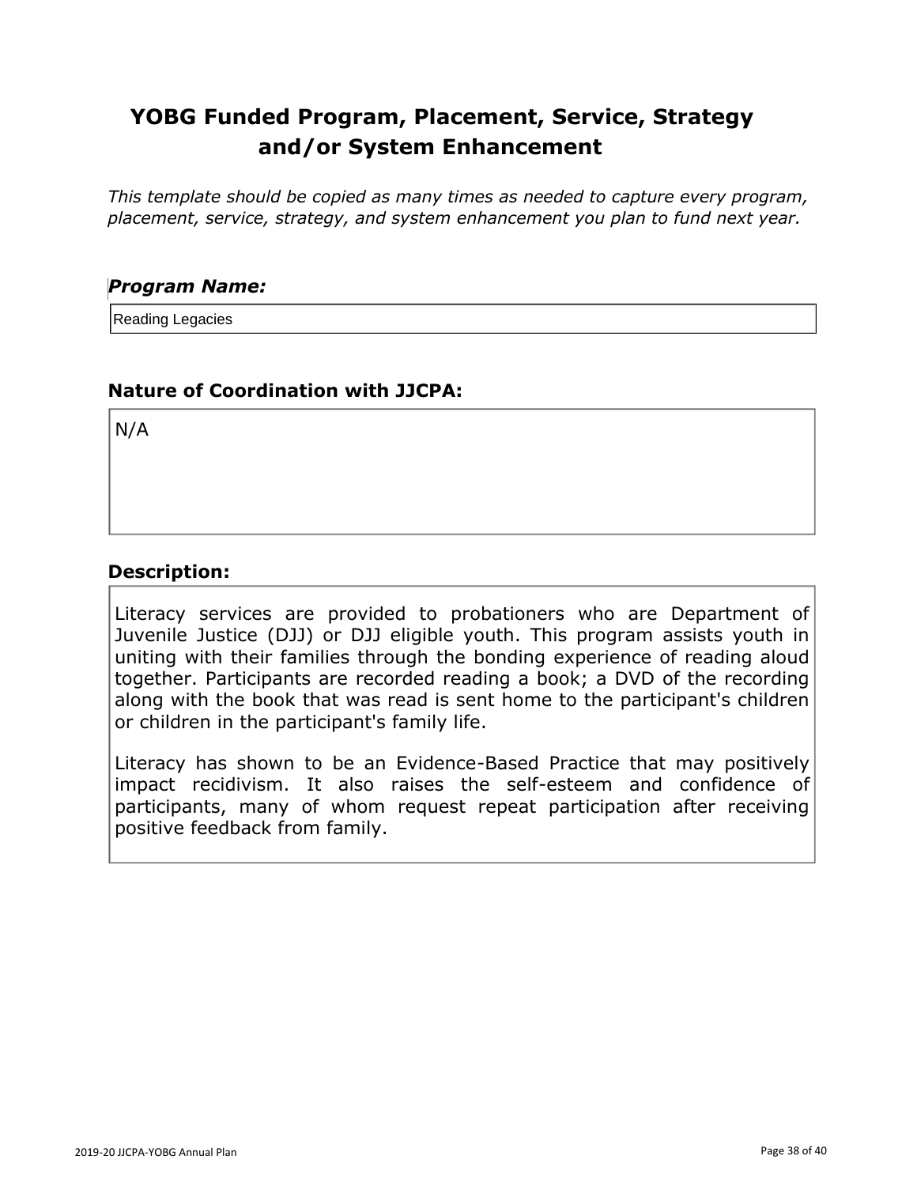# YOBG Funded Program, Placement, Service, Strategy and/or System Enhancement

*This template should be copied as many times as needed to capture every program, placement, service, strategy, and system enhancement you plan to fund next year.*

***Program Name:***

Reading Legacies

**Nature of Coordination with JJCPA:**

N/A

**Description:**

Literacy services are provided to probationers who are Department of Juvenile Justice (DJJ) or DJJ eligible youth. This program assists youth in uniting with their families through the bonding experience of reading aloud together. Participants are recorded reading a book; a DVD of the recording along with the book that was read is sent home to the participant's children or children in the participant's family life.

Literacy has shown to be an Evidence-Based Practice that may positively impact recidivism. It also raises the self-esteem and confidence of participants, many of whom request repeat participation after receiving positive feedback from family.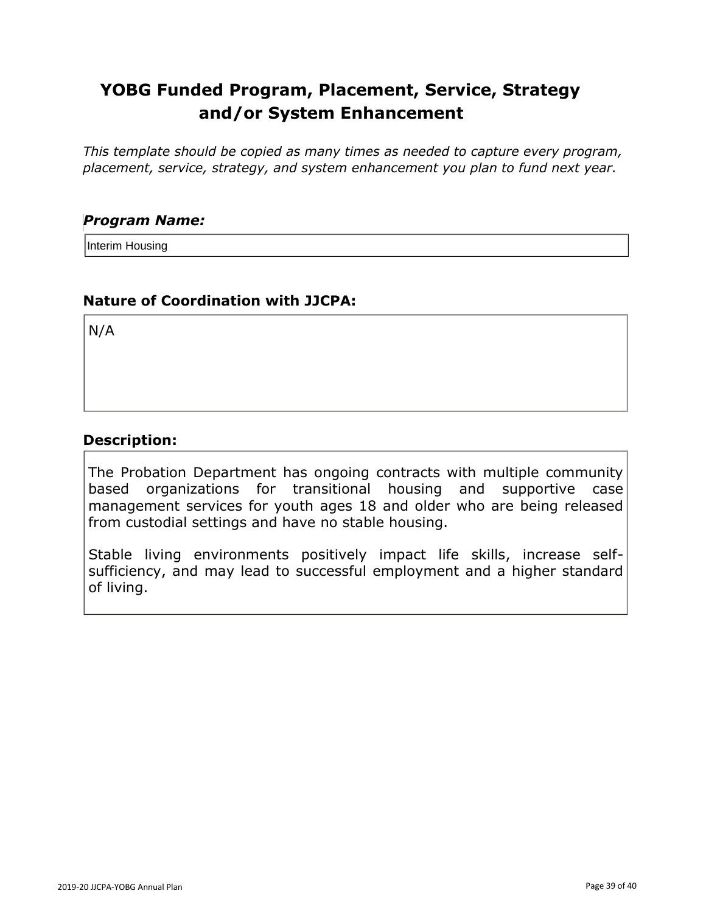# YOBG Funded Program, Placement, Service, Strategy and/or System Enhancement

*This template should be copied as many times as needed to capture every program, placement, service, strategy, and system enhancement you plan to fund next year.*

### *Program Name:*

Interim Housing

### Nature of Coordination with JJCPA:

N/A

### Description:

The Probation Department has ongoing contracts with multiple community based organizations for transitional housing and supportive case management services for youth ages 18 and older who are being released from custodial settings and have no stable housing.

Stable living environments positively impact life skills, increase self-sufficiency, and may lead to successful employment and a higher standard of living.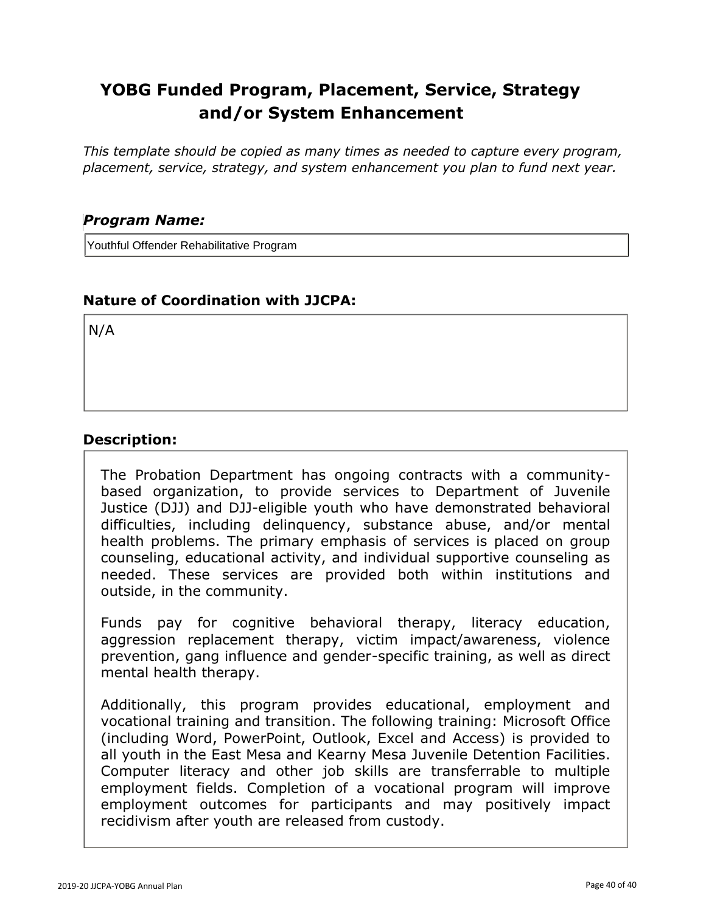# YOBG Funded Program, Placement, Service, Strategy and/or System Enhancement

*This template should be copied as many times as needed to capture every program, placement, service, strategy, and system enhancement you plan to fund next year.*

### *Program Name:*

Youthful Offender Rehabilitative Program

### Nature of Coordination with JJCPA:

N/A

### Description:

The Probation Department has ongoing contracts with a community-based organization, to provide services to Department of Juvenile Justice (DJJ) and DJJ-eligible youth who have demonstrated behavioral difficulties, including delinquency, substance abuse, and/or mental health problems. The primary emphasis of services is placed on group counseling, educational activity, and individual supportive counseling as needed. These services are provided both within institutions and outside, in the community.

Funds pay for cognitive behavioral therapy, literacy education, aggression replacement therapy, victim impact/awareness, violence prevention, gang influence and gender-specific training, as well as direct mental health therapy.

Additionally, this program provides educational, employment and vocational training and transition. The following training: Microsoft Office (including Word, PowerPoint, Outlook, Excel and Access) is provided to all youth in the East Mesa and Kearny Mesa Juvenile Detention Facilities. Computer literacy and other job skills are transferrable to multiple employment fields. Completion of a vocational program will improve employment outcomes for participants and may positively impact recidivism after youth are released from custody.